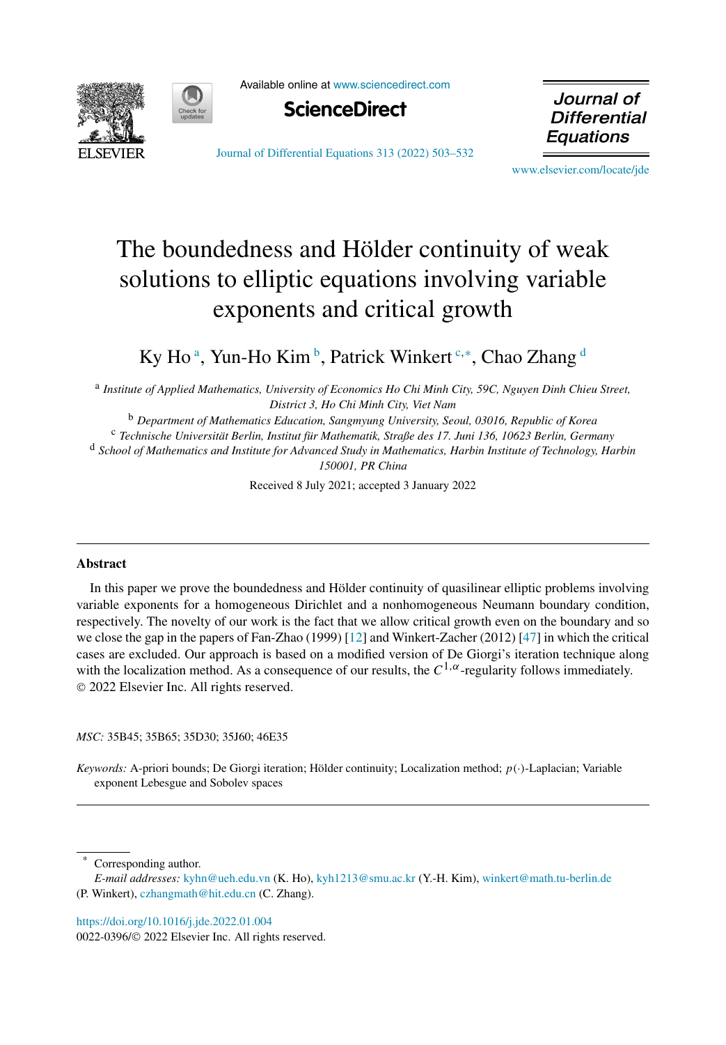# The boundedness and Hölder continuity of weak solutions to elliptic equations involving variable exponents and critical growth

Ky Ho [a], Yun-Ho Kim [b], Patrick Winkert [c,*], Chao Zhang [d]

[a] *Institute of Applied Mathematics, University of Economics Ho Chi Minh City, 59C, Nguyen Dinh Chieu Street, District 3, Ho Chi Minh City, Viet Nam*

[b] *Department of Mathematics Education, Sangmyung University, Seoul, 03016, Republic of Korea*

[c] *Technische Universität Berlin, Institut für Mathematik, Straße des 17. Juni 136, 10623 Berlin, Germany*

[d] *School of Mathematics and Institute for Advanced Study in Mathematics, Harbin Institute of Technology, Harbin 150001, PR China*

Received 8 July 2021; accepted 3 January 2022

## Abstract

In this paper we prove the boundedness and Hölder continuity of quasilinear elliptic problems involving variable exponents for a homogeneous Dirichlet and a nonhomogeneous Neumann boundary condition, respectively. The novelty of our work is the fact that we allow critical growth even on the boundary and so we close the gap in the papers of Fan-Zhao (1999) [12] and Winkert-Zacher (2012) [47] in which the critical cases are excluded. Our approach is based on a modified version of De Giorgi's iteration technique along with the localization method. As a consequence of our results, the $C^{1,\alpha}$-regularity follows immediately.
© 2022 Elsevier Inc. All rights reserved.

*MSC:* 35B45; 35B65; 35D30; 35J60; 46E35

*Keywords:* A-priori bounds; De Giorgi iteration; Hölder continuity; Localization method; $p(\cdot)$-Laplacian; Variable exponent Lebesgue and Sobolev spaces

* Corresponding author.
*E-mail addresses:* kyhn@ueh.edu.vn (K. Ho), kyh1213@smu.ac.kr (Y.-H. Kim), winkert@math.tu-berlin.de (P. Winkert), czhangmath@hit.edu.cn (C. Zhang).

https://doi.org/10.1016/j.jde.2022.01.004
0022-0396/© 2022 Elsevier Inc. All rights reserved.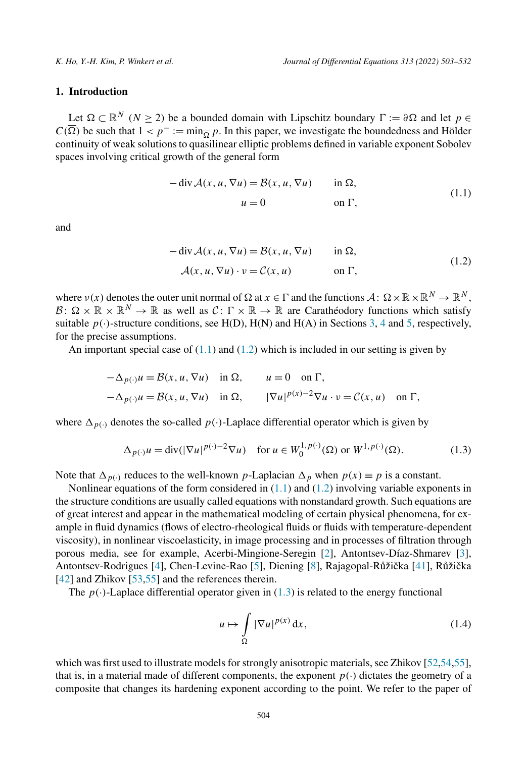## 1. Introduction

Let $\Omega \subset \mathbb{R}^N$ ($N \geq 2$) be a bounded domain with Lipschitz boundary $\Gamma := \partial\Omega$ and let $p \in C(\overline{\Omega})$ be such that $1 < p^- := \min_{\overline{\Omega}} p$. In this paper, we investigate the boundedness and Hölder continuity of weak solutions to quasilinear elliptic problems defined in variable exponent Sobolev spaces involving critical growth of the general form

$$
\begin{aligned}
-\operatorname{div} \mathcal{A}(x, u, \nabla u) &= \mathcal{B}(x, u, \nabla u) \qquad && \text{in } \Omega, \\
u &= 0 && \text{on } \Gamma,
\end{aligned}
\tag{1.1}
$$

and

$$
\begin{aligned}
-\operatorname{div} \mathcal{A}(x, u, \nabla u) &= \mathcal{B}(x, u, \nabla u) \qquad && \text{in } \Omega, \\
\mathcal{A}(x, u, \nabla u) \cdot \nu &= \mathcal{C}(x, u) && \text{on } \Gamma,
\end{aligned}
\tag{1.2}
$$

where $\nu(x)$ denotes the outer unit normal of $\Omega$ at $x \in \Gamma$ and the functions $\mathcal{A}\colon \Omega \times \mathbb{R} \times \mathbb{R}^N \to \mathbb{R}^N$, $\mathcal{B}\colon \Omega \times \mathbb{R} \times \mathbb{R}^N \to \mathbb{R}$ as well as $\mathcal{C}\colon \Gamma \times \mathbb{R} \to \mathbb{R}$ are Carathéodory functions which satisfy suitable $p(\cdot)$-structure conditions, see H(D), H(N) and H(A) in Sections 3, 4 and 5, respectively, for the precise assumptions.

An important special case of (1.1) and (1.2) which is included in our setting is given by

$$
\begin{aligned}
&-\Delta_{p(\cdot)} u = \mathcal{B}(x, u, \nabla u) \quad \text{in } \Omega, \qquad u = 0 \quad \text{on } \Gamma, \\
&-\Delta_{p(\cdot)} u = \mathcal{B}(x, u, \nabla u) \quad \text{in } \Omega, \qquad |\nabla u|^{p(x)-2} \nabla u \cdot \nu = \mathcal{C}(x, u) \quad \text{on } \Gamma,
\end{aligned}
$$

where $\Delta_{p(\cdot)}$ denotes the so-called $p(\cdot)$-Laplace differential operator which is given by

$$
\Delta_{p(\cdot)} u = \operatorname{div}(|\nabla u|^{p(\cdot)-2} \nabla u) \quad \text{for } u \in W_0^{1,p(\cdot)}(\Omega) \text{ or } W^{1,p(\cdot)}(\Omega). \tag{1.3}
$$

Note that $\Delta_{p(\cdot)}$ reduces to the well-known $p$-Laplacian $\Delta_p$ when $p(x) \equiv p$ is a constant.

Nonlinear equations of the form considered in (1.1) and (1.2) involving variable exponents in the structure conditions are usually called equations with nonstandard growth. Such equations are of great interest and appear in the mathematical modeling of certain physical phenomena, for example in fluid dynamics (flows of electro-rheological fluids or fluids with temperature-dependent viscosity), in nonlinear viscoelasticity, in image processing and in processes of filtration through porous media, see for example, Acerbi-Mingione-Seregin [2], Antontsev-Díaz-Shmarev [3], Antontsev-Rodrigues [4], Chen-Levine-Rao [5], Diening [8], Rajagopal-Růžička [41], Růžička [42] and Zhikov [53,55] and the references therein.

The $p(\cdot)$-Laplace differential operator given in (1.3) is related to the energy functional

$$
u \mapsto \int_\Omega |\nabla u|^{p(x)} \,\mathrm{d}x, \tag{1.4}
$$

which was first used to illustrate models for strongly anisotropic materials, see Zhikov [52,54,55], that is, in a material made of different components, the exponent $p(\cdot)$ dictates the geometry of a composite that changes its hardening exponent according to the point. We refer to the paper of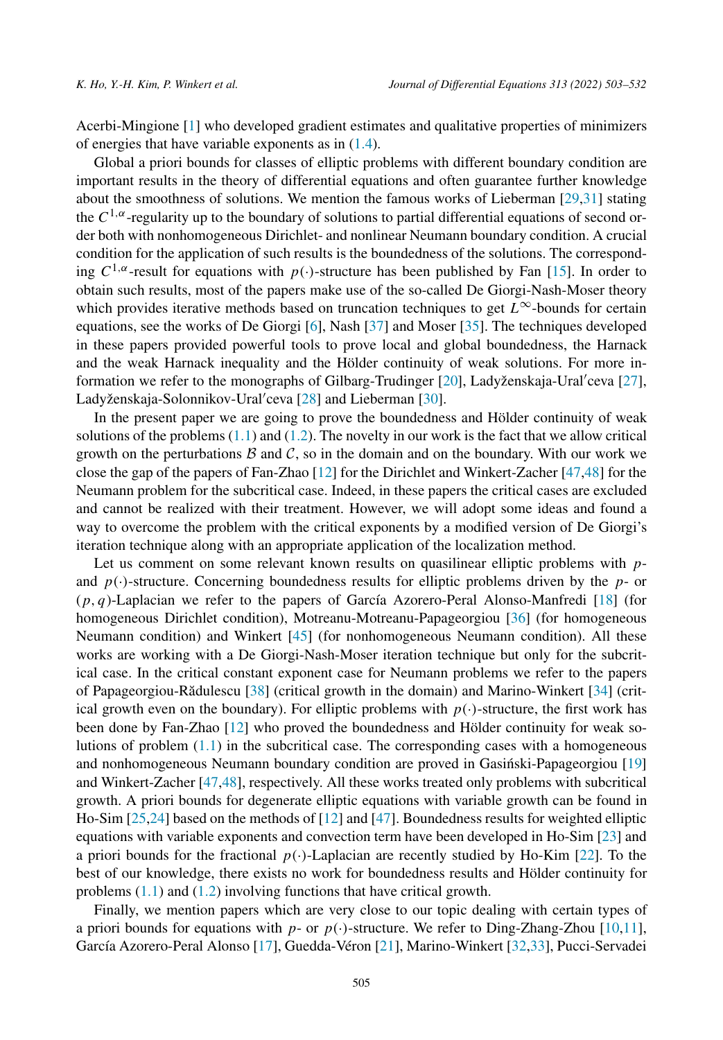Acerbi-Mingione [1] who developed gradient estimates and qualitative properties of minimizers of energies that have variable exponents as in (1.4).

Global a priori bounds for classes of elliptic problems with different boundary condition are important results in the theory of differential equations and often guarantee further knowledge about the smoothness of solutions. We mention the famous works of Lieberman [29,31] stating the $C^{1,\alpha}$-regularity up to the boundary of solutions to partial differential equations of second order both with nonhomogeneous Dirichlet- and nonlinear Neumann boundary condition. A crucial condition for the application of such results is the boundedness of the solutions. The corresponding $C^{1,\alpha}$-result for equations with $p(\cdot)$-structure has been published by Fan [15]. In order to obtain such results, most of the papers make use of the so-called De Giorgi-Nash-Moser theory which provides iterative methods based on truncation techniques to get $L^\infty$-bounds for certain equations, see the works of De Giorgi [6], Nash [37] and Moser [35]. The techniques developed in these papers provided powerful tools to prove local and global boundedness, the Harnack and the weak Harnack inequality and the Hölder continuity of weak solutions. For more information we refer to the monographs of Gilbarg-Trudinger [20], Ladyženskaja-Ural′ceva [27], Ladyženskaja-Solonnikov-Ural′ceva [28] and Lieberman [30].

In the present paper we are going to prove the boundedness and Hölder continuity of weak solutions of the problems (1.1) and (1.2). The novelty in our work is the fact that we allow critical growth on the perturbations $\mathcal{B}$ and $\mathcal{C}$, so in the domain and on the boundary. With our work we close the gap of the papers of Fan-Zhao [12] for the Dirichlet and Winkert-Zacher [47,48] for the Neumann problem for the subcritical case. Indeed, in these papers the critical cases are excluded and cannot be realized with their treatment. However, we will adopt some ideas and found a way to overcome the problem with the critical exponents by a modified version of De Giorgi's iteration technique along with an appropriate application of the localization method.

Let us comment on some relevant known results on quasilinear elliptic problems with $p$- and $p(\cdot)$-structure. Concerning boundedness results for elliptic problems driven by the $p$- or $(p,q)$-Laplacian we refer to the papers of García Azorero-Peral Alonso-Manfredi [18] (for homogeneous Dirichlet condition), Motreanu-Motreanu-Papageorgiou [36] (for homogeneous Neumann condition) and Winkert [45] (for nonhomogeneous Neumann condition). All these works are working with a De Giorgi-Nash-Moser iteration technique but only for the subcritical case. In the critical constant exponent case for Neumann problems we refer to the papers of Papageorgiou-Rădulescu [38] (critical growth in the domain) and Marino-Winkert [34] (critical growth even on the boundary). For elliptic problems with $p(\cdot)$-structure, the first work has been done by Fan-Zhao [12] who proved the boundedness and Hölder continuity for weak solutions of problem (1.1) in the subcritical case. The corresponding cases with a homogeneous and nonhomogeneous Neumann boundary condition are proved in Gasiński-Papageorgiou [19] and Winkert-Zacher [47,48], respectively. All these works treated only problems with subcritical growth. A priori bounds for degenerate elliptic equations with variable growth can be found in Ho-Sim [25,24] based on the methods of [12] and [47]. Boundedness results for weighted elliptic equations with variable exponents and convection term have been developed in Ho-Sim [23] and a priori bounds for the fractional $p(\cdot)$-Laplacian are recently studied by Ho-Kim [22]. To the best of our knowledge, there exists no work for boundedness results and Hölder continuity for problems (1.1) and (1.2) involving functions that have critical growth.

Finally, we mention papers which are very close to our topic dealing with certain types of a priori bounds for equations with $p$- or $p(\cdot)$-structure. We refer to Ding-Zhang-Zhou [10,11], García Azorero-Peral Alonso [17], Guedda-Véron [21], Marino-Winkert [32,33], Pucci-Servadei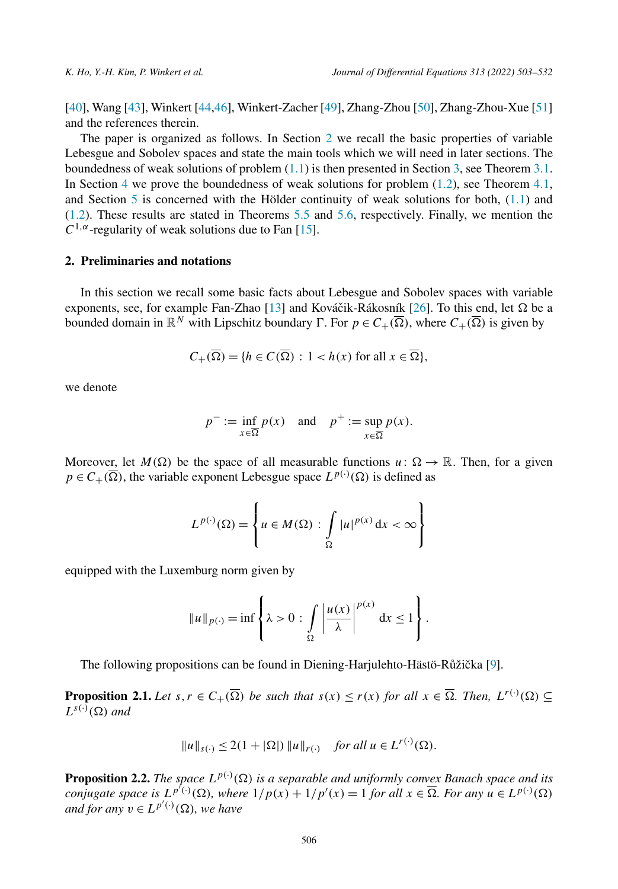[40], Wang [43], Winkert [44,46], Winkert-Zacher [49], Zhang-Zhou [50], Zhang-Zhou-Xue [51] and the references therein.

The paper is organized as follows. In Section 2 we recall the basic properties of variable Lebesgue and Sobolev spaces and state the main tools which we will need in later sections. The boundedness of weak solutions of problem (1.1) is then presented in Section 3, see Theorem 3.1. In Section 4 we prove the boundedness of weak solutions for problem (1.2), see Theorem 4.1, and Section 5 is concerned with the Hölder continuity of weak solutions for both, (1.1) and (1.2). These results are stated in Theorems 5.5 and 5.6, respectively. Finally, we mention the $C^{1,\alpha}$-regularity of weak solutions due to Fan [15].

## 2. Preliminaries and notations

In this section we recall some basic facts about Lebesgue and Sobolev spaces with variable exponents, see, for example Fan-Zhao [13] and Kováčik-Rákosník [26]. To this end, let $\Omega$ be a bounded domain in $\mathbb{R}^N$ with Lipschitz boundary $\Gamma$. For $p \in C_+(\overline{\Omega})$, where $C_+(\overline{\Omega})$ is given by

$$C_+(\overline{\Omega}) = \{h \in C(\overline{\Omega}) : 1 < h(x) \text{ for all } x \in \overline{\Omega}\},$$

we denote

$$p^- := \inf_{x\in\overline{\Omega}} p(x) \quad \text{and} \quad p^+ := \sup_{x\in\overline{\Omega}} p(x).$$

Moreover, let $M(\Omega)$ be the space of all measurable functions $u\colon \Omega \to \mathbb{R}$. Then, for a given $p \in C_+(\overline{\Omega})$, the variable exponent Lebesgue space $L^{p(\cdot)}(\Omega)$ is defined as

$$L^{p(\cdot)}(\Omega) = \left\{ u \in M(\Omega) : \int_\Omega |u|^{p(x)} \,\mathrm{d}x < \infty \right\}$$

equipped with the Luxemburg norm given by

$$\|u\|_{p(\cdot)} = \inf\left\{ \lambda > 0 : \int_\Omega \left|\frac{u(x)}{\lambda}\right|^{p(x)} \mathrm{d}x \le 1 \right\}.$$

The following propositions can be found in Diening-Harjulehto-Hästö-Růžička [9].

**Proposition 2.1.** *Let $s, r \in C_+(\overline{\Omega})$ be such that $s(x) \le r(x)$ for all $x \in \overline{\Omega}$. Then, $L^{r(\cdot)}(\Omega) \subseteq L^{s(\cdot)}(\Omega)$ and*

$$\|u\|_{s(\cdot)} \le 2(1 + |\Omega|)\, \|u\|_{r(\cdot)} \quad \textit{for all } u \in L^{r(\cdot)}(\Omega).$$

**Proposition 2.2.** *The space $L^{p(\cdot)}(\Omega)$ is a separable and uniformly convex Banach space and its conjugate space is $L^{p'(\cdot)}(\Omega)$, where $1/p(x) + 1/p'(x) = 1$ for all $x \in \overline{\Omega}$. For any $u \in L^{p(\cdot)}(\Omega)$ and for any $v \in L^{p'(\cdot)}(\Omega)$, we have*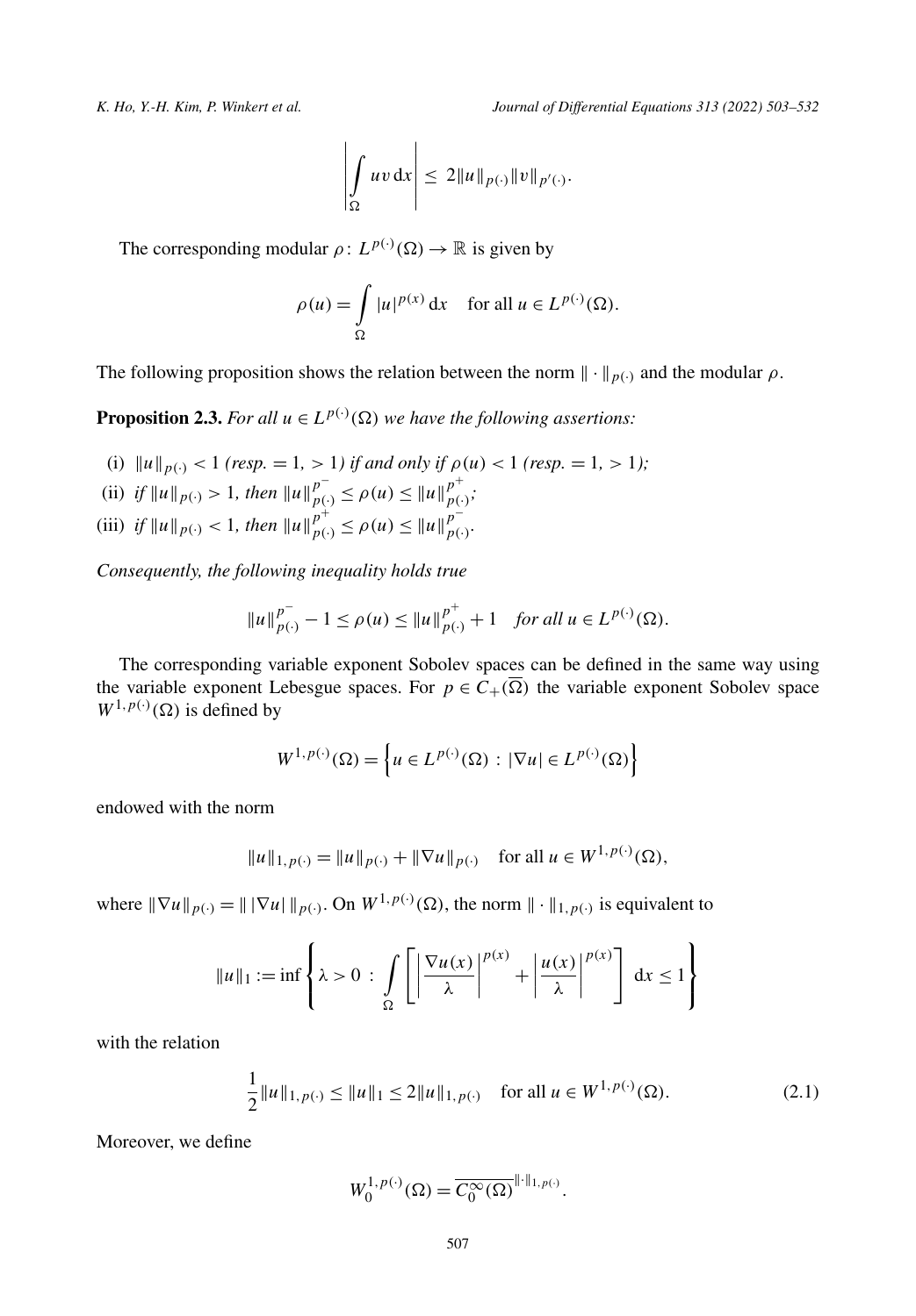$$\left| \int_\Omega uv \, dx \right| \leq 2\|u\|_{p(\cdot)} \|v\|_{p'(\cdot)}.$$

The corresponding modular $\rho\colon L^{p(\cdot)}(\Omega) \to \mathbb{R}$ is given by

$$\rho(u) = \int_\Omega |u|^{p(x)} \, dx \quad \text{for all } u \in L^{p(\cdot)}(\Omega).$$

The following proposition shows the relation between the norm $\|\cdot\|_{p(\cdot)}$ and the modular $\rho$.

**Proposition 2.3.** *For all $u \in L^{p(\cdot)}(\Omega)$ we have the following assertions:*

(i) $\|u\|_{p(\cdot)} < 1$ *(resp.* $= 1$, $> 1$*) if and only if* $\rho(u) < 1$ *(resp.* $= 1$, $> 1$*);*

(ii) *if* $\|u\|_{p(\cdot)} > 1$*, then* $\|u\|_{p(\cdot)}^{p^-} \leq \rho(u) \leq \|u\|_{p(\cdot)}^{p^+}$*;*

(iii) *if* $\|u\|_{p(\cdot)} < 1$*, then* $\|u\|_{p(\cdot)}^{p^+} \leq \rho(u) \leq \|u\|_{p(\cdot)}^{p^-}$*.*

*Consequently, the following inequality holds true*

$$\|u\|_{p(\cdot)}^{p^-} - 1 \leq \rho(u) \leq \|u\|_{p(\cdot)}^{p^+} + 1 \quad \textit{for all } u \in L^{p(\cdot)}(\Omega).$$

The corresponding variable exponent Sobolev spaces can be defined in the same way using the variable exponent Lebesgue spaces. For $p \in C_+(\overline{\Omega})$ the variable exponent Sobolev space $W^{1,p(\cdot)}(\Omega)$ is defined by

$$W^{1,p(\cdot)}(\Omega) = \left\{ u \in L^{p(\cdot)}(\Omega) \, : \, |\nabla u| \in L^{p(\cdot)}(\Omega) \right\}$$

endowed with the norm

$$\|u\|_{1,p(\cdot)} = \|u\|_{p(\cdot)} + \|\nabla u\|_{p(\cdot)} \quad \text{for all } u \in W^{1,p(\cdot)}(\Omega),$$

where $\|\nabla u\|_{p(\cdot)} = \| \, |\nabla u| \, \|_{p(\cdot)}$. On $W^{1,p(\cdot)}(\Omega)$, the norm $\|\cdot\|_{1,p(\cdot)}$ is equivalent to

$$\|u\|_1 := \inf \left\{ \lambda > 0 \, : \, \int_\Omega \left[ \left| \frac{\nabla u(x)}{\lambda} \right|^{p(x)} + \left| \frac{u(x)}{\lambda} \right|^{p(x)} \right] dx \leq 1 \right\}$$

with the relation

$$\frac{1}{2}\|u\|_{1,p(\cdot)} \leq \|u\|_1 \leq 2\|u\|_{1,p(\cdot)} \quad \text{for all } u \in W^{1,p(\cdot)}(\Omega). \tag{2.1}$$

Moreover, we define

$$W_0^{1,p(\cdot)}(\Omega) = \overline{C_0^\infty(\Omega)}^{\|\cdot\|_{1,p(\cdot)}}.$$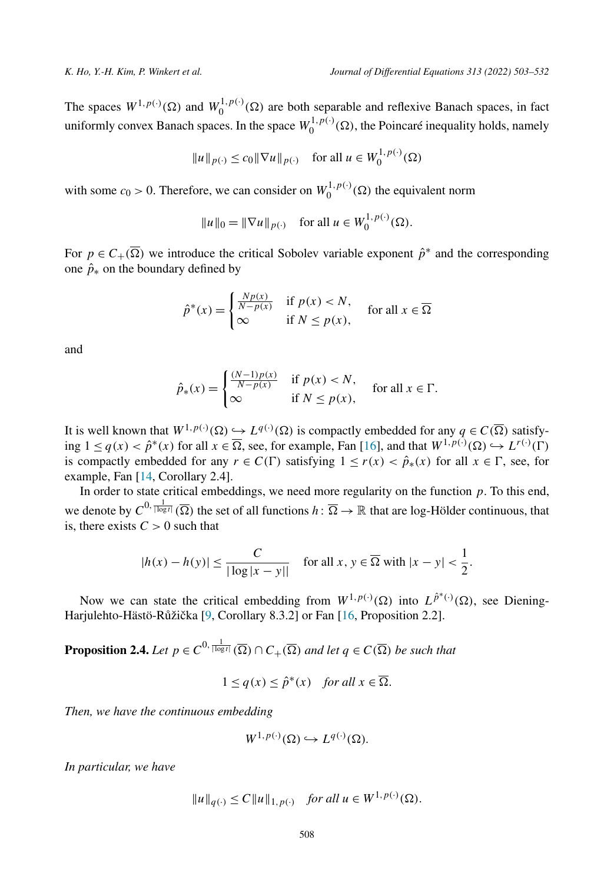The spaces $W^{1,p(\cdot)}(\Omega)$ and $W_0^{1,p(\cdot)}(\Omega)$ are both separable and reflexive Banach spaces, in fact uniformly convex Banach spaces. In the space $W_0^{1,p(\cdot)}(\Omega)$, the Poincaré inequality holds, namely

$$\|u\|_{p(\cdot)} \leq c_0 \|\nabla u\|_{p(\cdot)} \quad \text{for all } u \in W_0^{1,p(\cdot)}(\Omega)$$

with some $c_0 > 0$. Therefore, we can consider on $W_0^{1,p(\cdot)}(\Omega)$ the equivalent norm

$$\|u\|_0 = \|\nabla u\|_{p(\cdot)} \quad \text{for all } u \in W_0^{1,p(\cdot)}(\Omega).$$

For $p \in C_+(\overline{\Omega})$ we introduce the critical Sobolev variable exponent $\hat{p}^*$ and the corresponding one $\hat{p}_*$ on the boundary defined by

$$\hat{p}^*(x) = \begin{cases} \frac{Np(x)}{N-p(x)} & \text{if } p(x) < N, \\ \infty & \text{if } N \leq p(x), \end{cases} \quad \text{for all } x \in \overline{\Omega}$$

and

$$\hat{p}_*(x) = \begin{cases} \frac{(N-1)p(x)}{N-p(x)} & \text{if } p(x) < N, \\ \infty & \text{if } N \leq p(x), \end{cases} \quad \text{for all } x \in \Gamma.$$

It is well known that $W^{1,p(\cdot)}(\Omega) \hookrightarrow L^{q(\cdot)}(\Omega)$ is compactly embedded for any $q \in C(\overline{\Omega})$ satisfying $1 \leq q(x) < \hat{p}^*(x)$ for all $x \in \overline{\Omega}$, see, for example, Fan [16], and that $W^{1,p(\cdot)}(\Omega) \hookrightarrow L^{r(\cdot)}(\Gamma)$ is compactly embedded for any $r \in C(\Gamma)$ satisfying $1 \leq r(x) < \hat{p}_*(x)$ for all $x \in \Gamma$, see, for example, Fan [14, Corollary 2.4].

In order to state critical embeddings, we need more regularity on the function $p$. To this end, we denote by $C^{0,\frac{1}{|\log t|}}(\overline{\Omega})$ the set of all functions $h \colon \overline{\Omega} \to \mathbb{R}$ that are log-Hölder continuous, that is, there exists $C > 0$ such that

$$|h(x) - h(y)| \leq \frac{C}{|\log |x-y||} \quad \text{for all } x, y \in \overline{\Omega} \text{ with } |x-y| < \frac{1}{2}.$$

Now we can state the critical embedding from $W^{1,p(\cdot)}(\Omega)$ into $L^{\hat{p}^*(\cdot)}(\Omega)$, see Diening-Harjulehto-Hästö-Růžička [9, Corollary 8.3.2] or Fan [16, Proposition 2.2].

**Proposition 2.4.** *Let $p \in C^{0,\frac{1}{|\log t|}}(\overline{\Omega}) \cap C_+(\overline{\Omega})$ and let $q \in C(\overline{\Omega})$ be such that*

$$1 \leq q(x) \leq \hat{p}^*(x) \quad \text{for all } x \in \overline{\Omega}.$$

*Then, we have the continuous embedding*

$$W^{1,p(\cdot)}(\Omega) \hookrightarrow L^{q(\cdot)}(\Omega).$$

*In particular, we have*

$$\|u\|_{q(\cdot)} \leq C \|u\|_{1,p(\cdot)} \quad \text{for all } u \in W^{1,p(\cdot)}(\Omega).$$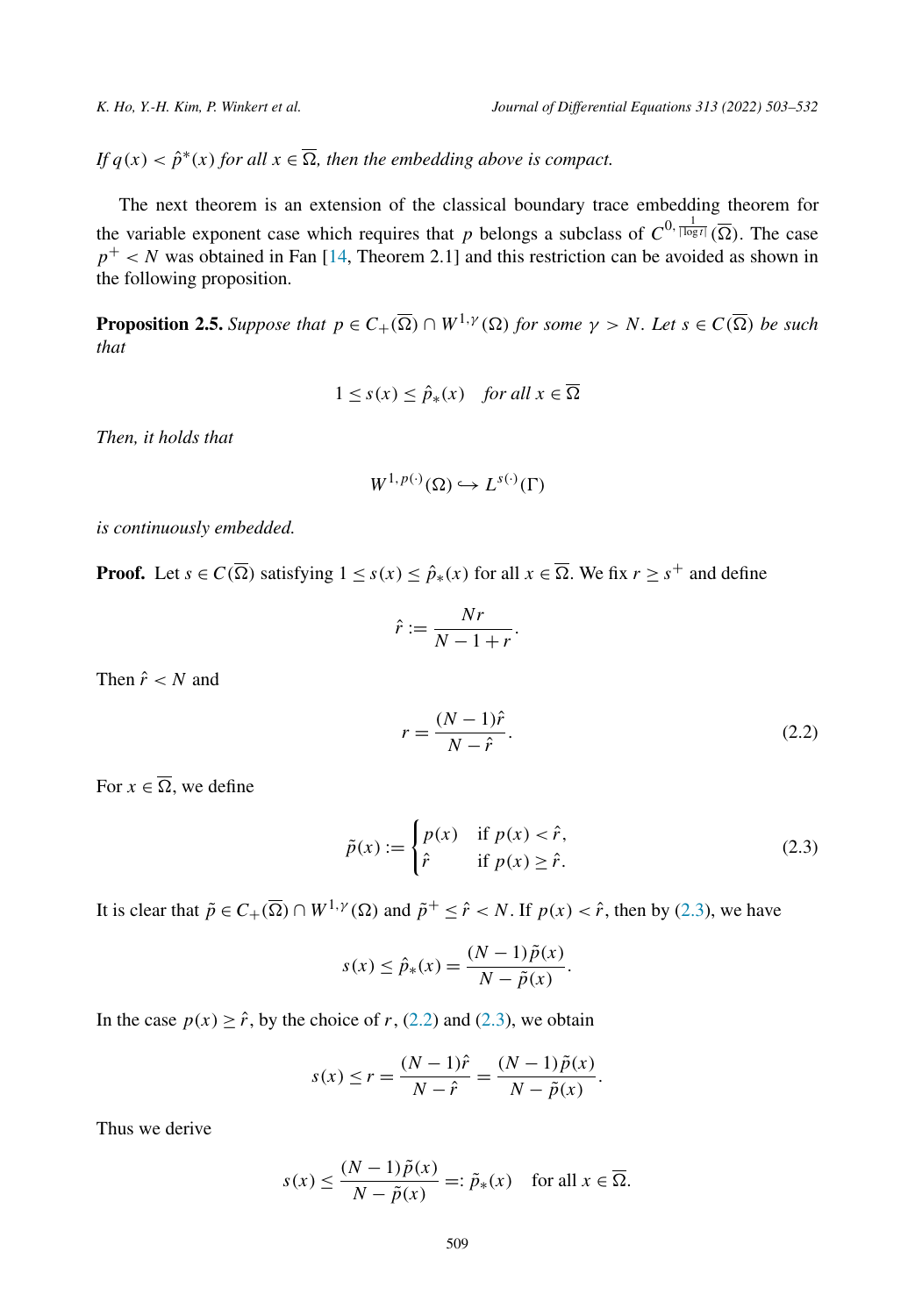*If $q(x) < \hat{p}^*(x)$ for all $x \in \overline{\Omega}$, then the embedding above is compact.*

The next theorem is an extension of the classical boundary trace embedding theorem for the variable exponent case which requires that $p$ belongs a subclass of $C^{0,\frac{1}{|\log t|}}(\overline{\Omega})$. The case $p^+ < N$ was obtained in Fan [14, Theorem 2.1] and this restriction can be avoided as shown in the following proposition.

**Proposition 2.5.** *Suppose that $p \in C_+(\overline{\Omega}) \cap W^{1,\gamma}(\Omega)$ for some $\gamma > N$. Let $s \in C(\overline{\Omega})$ be such that*

$$1 \le s(x) \le \hat{p}_*(x) \quad \text{for all } x \in \overline{\Omega}$$

*Then, it holds that*

$$W^{1,p(\cdot)}(\Omega) \hookrightarrow L^{s(\cdot)}(\Gamma)$$

*is continuously embedded.*

**Proof.** Let $s \in C(\overline{\Omega})$ satisfying $1 \le s(x) \le \hat{p}_*(x)$ for all $x \in \overline{\Omega}$. We fix $r \ge s^+$ and define

$$\hat{r} := \frac{Nr}{N-1+r}.$$

Then $\hat{r} < N$ and

$$r = \frac{(N-1)\hat{r}}{N-\hat{r}}. \tag{2.2}$$

For $x \in \overline{\Omega}$, we define

$$\tilde{p}(x) := \begin{cases} p(x) & \text{if } p(x) < \hat{r}, \\ \hat{r} & \text{if } p(x) \ge \hat{r}. \end{cases} \tag{2.3}$$

It is clear that $\tilde{p} \in C_+(\overline{\Omega}) \cap W^{1,\gamma}(\Omega)$ and $\tilde{p}^+ \le \hat{r} < N$. If $p(x) < \hat{r}$, then by (2.3), we have

$$s(x) \le \hat{p}_*(x) = \frac{(N-1)\tilde{p}(x)}{N-\tilde{p}(x)}.$$

In the case $p(x) \ge \hat{r}$, by the choice of $r$, (2.2) and (2.3), we obtain

$$s(x) \le r = \frac{(N-1)\hat{r}}{N-\hat{r}} = \frac{(N-1)\tilde{p}(x)}{N-\tilde{p}(x)}.$$

Thus we derive

$$s(x) \le \frac{(N-1)\tilde{p}(x)}{N-\tilde{p}(x)} =: \tilde{p}_*(x) \quad \text{for all } x \in \overline{\Omega}.$$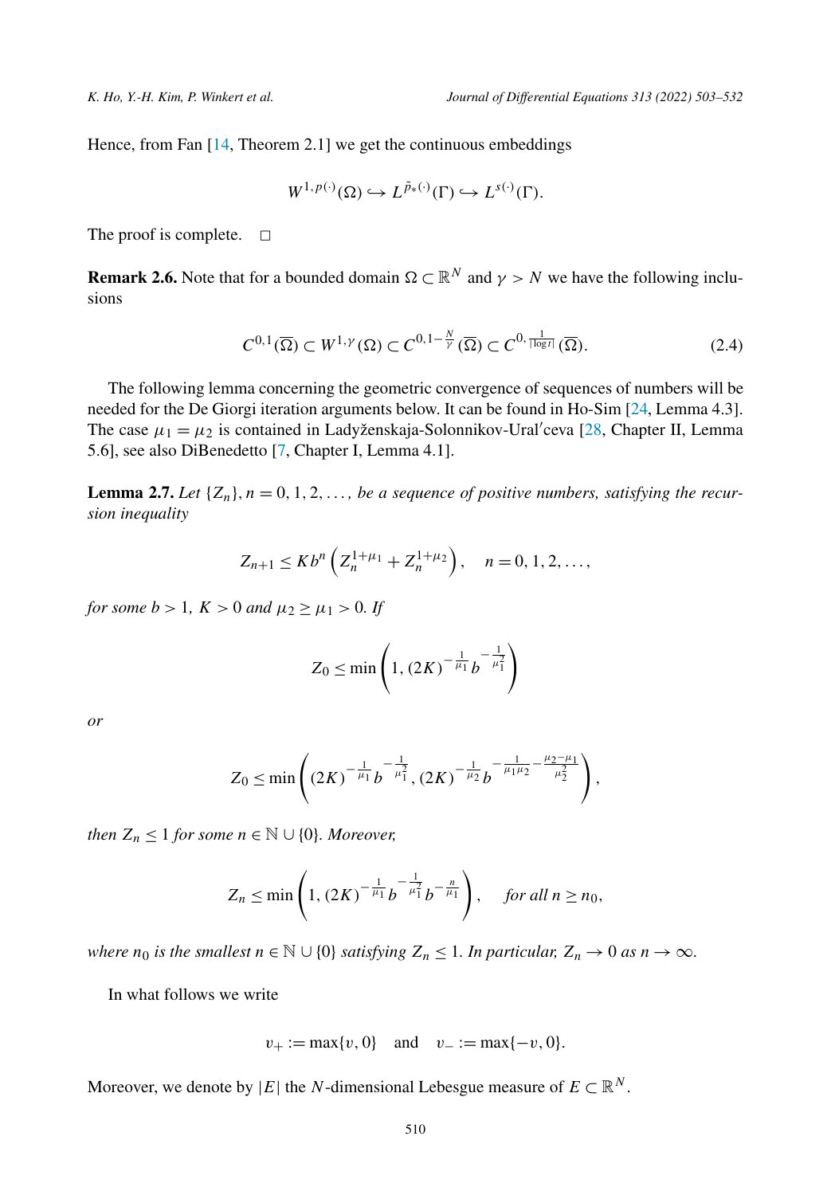Hence, from Fan [14, Theorem 2.1] we get the continuous embeddings

$$W^{1,p(\cdot)}(\Omega) \hookrightarrow L^{\tilde{p}_*(\cdot)}(\Gamma) \hookrightarrow L^{s(\cdot)}(\Gamma).$$

The proof is complete. $\square$

**Remark 2.6.** Note that for a bounded domain $\Omega \subset \mathbb{R}^N$ and $\gamma > N$ we have the following inclusions

$$C^{0,1}(\overline{\Omega}) \subset W^{1,\gamma}(\Omega) \subset C^{0,1-\frac{N}{\gamma}}(\overline{\Omega}) \subset C^{0,\frac{1}{|\log t|}}(\overline{\Omega}). \tag{2.4}$$

The following lemma concerning the geometric convergence of sequences of numbers will be needed for the De Giorgi iteration arguments below. It can be found in Ho-Sim [24, Lemma 4.3]. The case $\mu_1 = \mu_2$ is contained in Ladyženskaja-Solonnikov-Ural′ceva [28, Chapter II, Lemma 5.6], see also DiBenedetto [7, Chapter I, Lemma 4.1].

**Lemma 2.7.** *Let $\{Z_n\}, n = 0, 1, 2, \dots,$ be a sequence of positive numbers, satisfying the recursion inequality*

$$Z_{n+1} \le K b^n \left( Z_n^{1+\mu_1} + Z_n^{1+\mu_2} \right), \quad n = 0, 1, 2, \dots,$$

*for some $b > 1$, $K > 0$ and $\mu_2 \ge \mu_1 > 0$. If*

$$Z_0 \le \min \left( 1, (2K)^{-\frac{1}{\mu_1}} b^{-\frac{1}{\mu_1^2}} \right)$$

*or*

$$Z_0 \le \min \left( (2K)^{-\frac{1}{\mu_1}} b^{-\frac{1}{\mu_1^2}}, (2K)^{-\frac{1}{\mu_2}} b^{-\frac{1}{\mu_1 \mu_2} - \frac{\mu_2 - \mu_1}{\mu_2^2}} \right),$$

*then $Z_n \le 1$ for some $n \in \mathbb{N} \cup \{0\}$. Moreover,*

$$Z_n \le \min \left( 1, (2K)^{-\frac{1}{\mu_1}} b^{-\frac{1}{\mu_1^2}} b^{-\frac{n}{\mu_1}} \right), \quad \text{for all } n \ge n_0,$$

*where $n_0$ is the smallest $n \in \mathbb{N} \cup \{0\}$ satisfying $Z_n \le 1$. In particular, $Z_n \to 0$ as $n \to \infty$.*

In what follows we write

$$v_+ := \max\{v, 0\} \quad \text{and} \quad v_- := \max\{-v, 0\}.$$

Moreover, we denote by $|E|$ the $N$-dimensional Lebesgue measure of $E \subset \mathbb{R}^N$.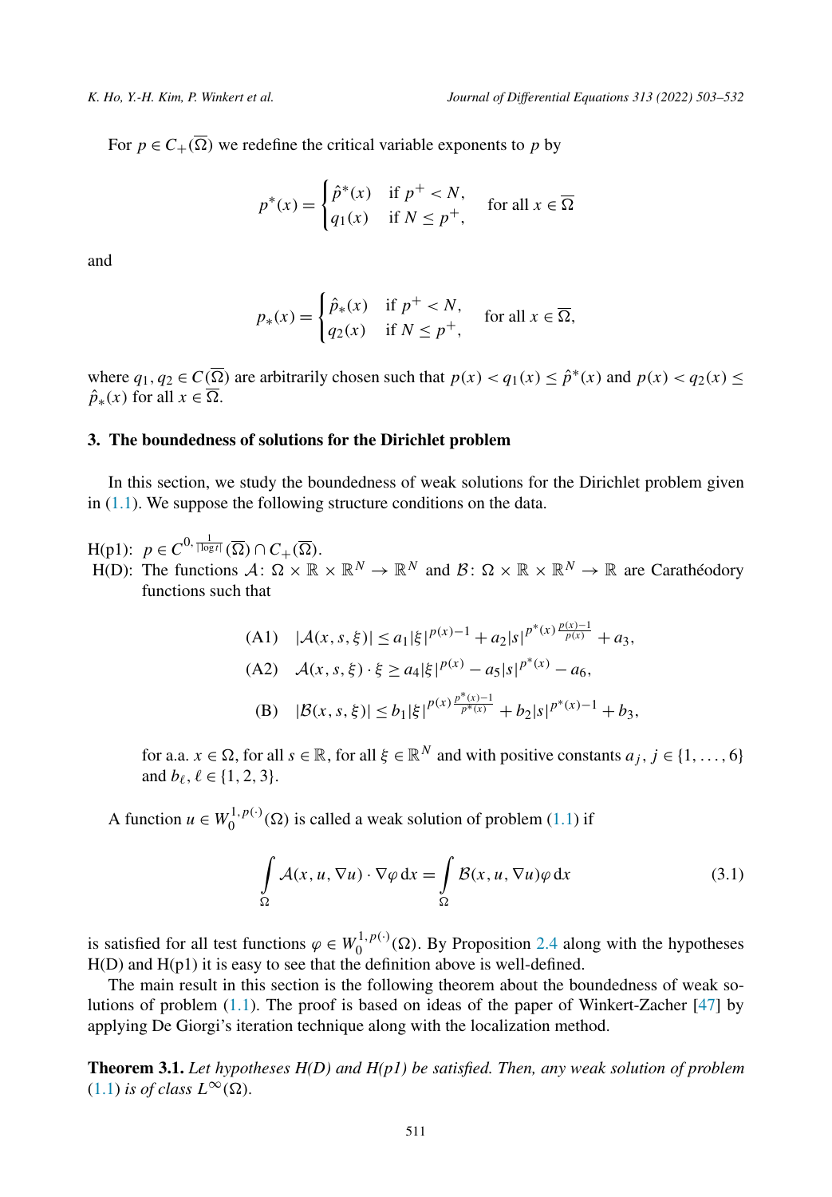For $p \in C_+(\overline{\Omega})$ we redefine the critical variable exponents to $p$ by

$$p^*(x) = \begin{cases} \hat{p}^*(x) & \text{if } p^+ < N, \\ q_1(x) & \text{if } N \leq p^+, \end{cases} \quad \text{for all } x \in \overline{\Omega}$$

and

$$p_*(x) = \begin{cases} \hat{p}_*(x) & \text{if } p^+ < N, \\ q_2(x) & \text{if } N \leq p^+, \end{cases} \quad \text{for all } x \in \overline{\Omega},$$

where $q_1, q_2 \in C(\overline{\Omega})$ are arbitrarily chosen such that $p(x) < q_1(x) \leq \hat{p}^*(x)$ and $p(x) < q_2(x) \leq \hat{p}_*(x)$ for all $x \in \overline{\Omega}$.

## 3. The boundedness of solutions for the Dirichlet problem

In this section, we study the boundedness of weak solutions for the Dirichlet problem given in (1.1). We suppose the following structure conditions on the data.

H(p1): $p \in C^{0, \frac{1}{|\log t|}}(\overline{\Omega}) \cap C_+(\overline{\Omega})$.

H(D): The functions $\mathcal{A}\colon \Omega \times \mathbb{R} \times \mathbb{R}^N \to \mathbb{R}^N$ and $\mathcal{B}\colon \Omega \times \mathbb{R} \times \mathbb{R}^N \to \mathbb{R}$ are Carathéodory functions such that

$$\text{(A1)} \quad |\mathcal{A}(x,s,\xi)| \leq a_1 |\xi|^{p(x)-1} + a_2 |s|^{p^*(x)\frac{p(x)-1}{p(x)}} + a_3,$$

$$\text{(A2)} \quad \mathcal{A}(x,s,\xi) \cdot \xi \geq a_4 |\xi|^{p(x)} - a_5 |s|^{p^*(x)} - a_6,$$

$$\text{(B)} \quad |\mathcal{B}(x,s,\xi)| \leq b_1 |\xi|^{p(x)\frac{p^*(x)-1}{p^*(x)}} + b_2 |s|^{p^*(x)-1} + b_3,$$

for a.a. $x \in \Omega$, for all $s \in \mathbb{R}$, for all $\xi \in \mathbb{R}^N$ and with positive constants $a_j$, $j \in \{1, \ldots, 6\}$ and $b_\ell$, $\ell \in \{1,2,3\}$.

A function $u \in W_0^{1,p(\cdot)}(\Omega)$ is called a weak solution of problem (1.1) if

$$\int_\Omega \mathcal{A}(x,u,\nabla u) \cdot \nabla \varphi \, \mathrm{d}x = \int_\Omega \mathcal{B}(x,u,\nabla u) \varphi \, \mathrm{d}x \tag{3.1}$$

is satisfied for all test functions $\varphi \in W_0^{1,p(\cdot)}(\Omega)$. By Proposition 2.4 along with the hypotheses H(D) and H(p1) it is easy to see that the definition above is well-defined.

The main result in this section is the following theorem about the boundedness of weak solutions of problem (1.1). The proof is based on ideas of the paper of Winkert-Zacher [47] by applying De Giorgi's iteration technique along with the localization method.

**Theorem 3.1.** *Let hypotheses H(D) and H(p1) be satisfied. Then, any weak solution of problem* (1.1) *is of class* $L^\infty(\Omega)$.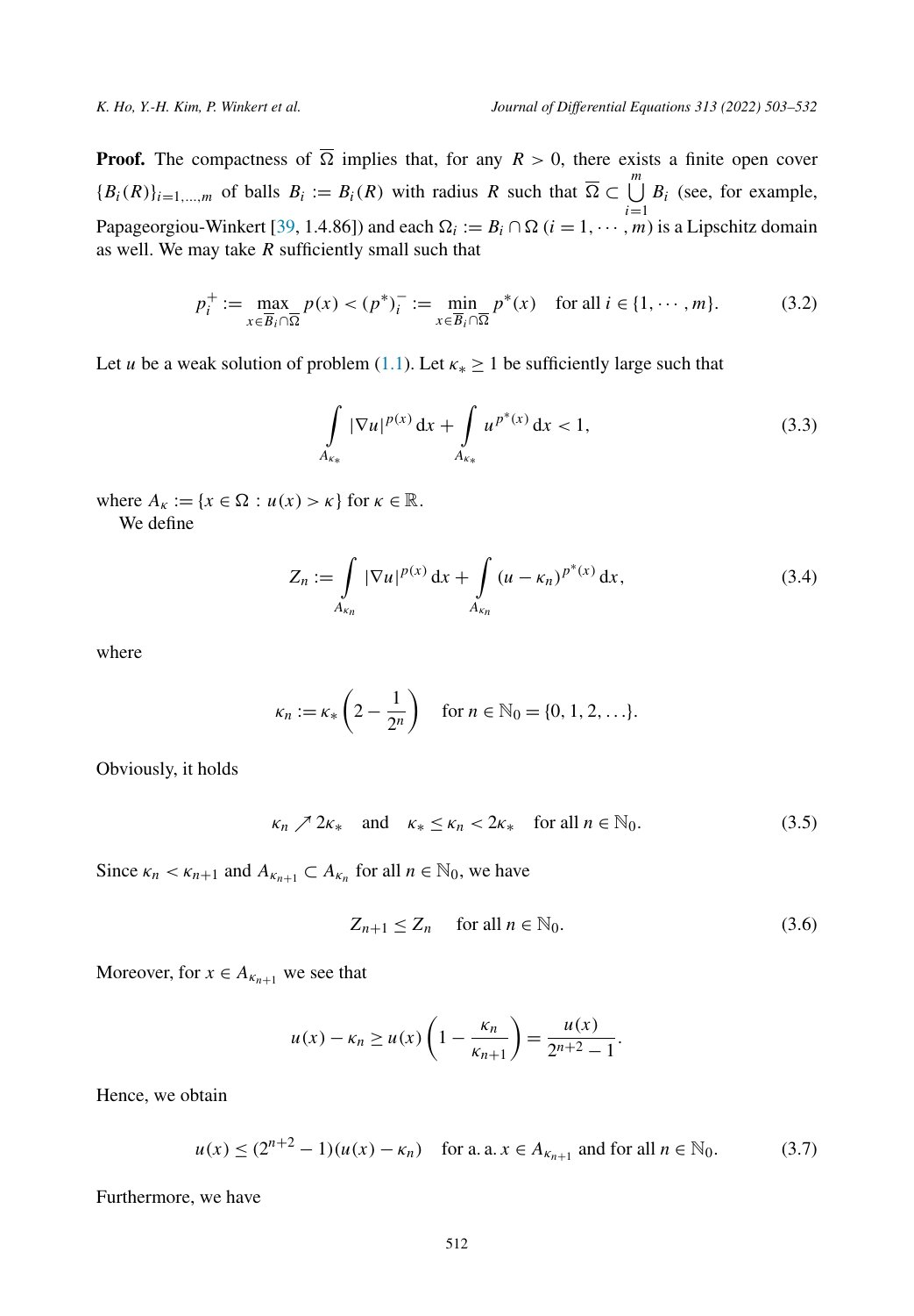**Proof.** The compactness of $\overline{\Omega}$ implies that, for any $R > 0$, there exists a finite open cover $\{B_i(R)\}_{i=1,\dots,m}$ of balls $B_i := B_i(R)$ with radius $R$ such that $\overline{\Omega} \subset \bigcup_{i=1}^{m} B_i$ (see, for example, Papageorgiou-Winkert [39, 1.4.86]) and each $\Omega_i := B_i \cap \Omega$ ($i = 1, \cdots, m$) is a Lipschitz domain as well. We may take $R$ sufficiently small such that

$$p_i^+ := \max_{x \in \overline{B}_i \cap \overline{\Omega}} p(x) < (p^*)_i^- := \min_{x \in \overline{B}_i \cap \overline{\Omega}} p^*(x) \quad \text{for all } i \in \{1, \cdots, m\}. \tag{3.2}$$

Let $u$ be a weak solution of problem (1.1). Let $\kappa_* \geq 1$ be sufficiently large such that

$$\int_{A_{\kappa_*}} |\nabla u|^{p(x)} \, dx + \int_{A_{\kappa_*}} u^{p^*(x)} \, dx < 1, \tag{3.3}$$

where $A_\kappa := \{x \in \Omega : u(x) > \kappa\}$ for $\kappa \in \mathbb{R}$.

We define

$$Z_n := \int_{A_{\kappa_n}} |\nabla u|^{p(x)} \, dx + \int_{A_{\kappa_n}} (u - \kappa_n)^{p^*(x)} \, dx, \tag{3.4}$$

where

$$\kappa_n := \kappa_* \left(2 - \frac{1}{2^n}\right) \quad \text{for } n \in \mathbb{N}_0 = \{0, 1, 2, \dots\}.$$

Obviously, it holds

$$\kappa_n \nearrow 2\kappa_* \quad \text{and} \quad \kappa_* \leq \kappa_n < 2\kappa_* \quad \text{for all } n \in \mathbb{N}_0. \tag{3.5}$$

Since $\kappa_n < \kappa_{n+1}$ and $A_{\kappa_{n+1}} \subset A_{\kappa_n}$ for all $n \in \mathbb{N}_0$, we have

$$Z_{n+1} \leq Z_n \quad \text{for all } n \in \mathbb{N}_0. \tag{3.6}$$

Moreover, for $x \in A_{\kappa_{n+1}}$ we see that

$$u(x) - \kappa_n \geq u(x) \left(1 - \frac{\kappa_n}{\kappa_{n+1}}\right) = \frac{u(x)}{2^{n+2} - 1}.$$

Hence, we obtain

$$u(x) \leq (2^{n+2} - 1)(u(x) - \kappa_n) \quad \text{for a. a. } x \in A_{\kappa_{n+1}} \text{ and for all } n \in \mathbb{N}_0. \tag{3.7}$$

Furthermore, we have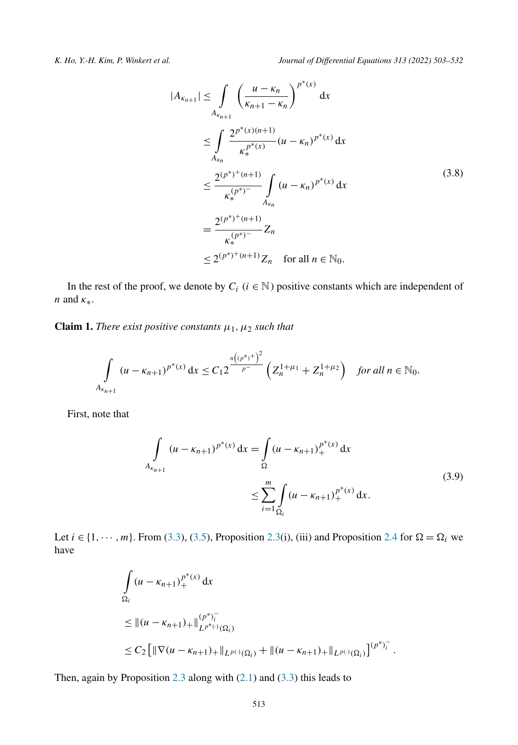$$
\begin{aligned}
|A_{\kappa_{n+1}}| &\le \int_{A_{\kappa_{n+1}}} \left(\frac{u-\kappa_n}{\kappa_{n+1}-\kappa_n}\right)^{p^*(x)} \mathrm{d}x \\
&\le \int_{A_{\kappa_n}} \frac{2^{p^*(x)(n+1)}}{\kappa_*^{p^*(x)}} (u-\kappa_n)^{p^*(x)} \mathrm{d}x \\
&\le \frac{2^{(p^*)^+(n+1)}}{\kappa_*^{(p^*)^-}} \int_{A_{\kappa_n}} (u-\kappa_n)^{p^*(x)} \mathrm{d}x \\
&= \frac{2^{(p^*)^+(n+1)}}{\kappa_*^{(p^*)^-}} Z_n \\
&\le 2^{(p^*)^+(n+1)} Z_n \quad \text{for all } n \in \mathbb{N}_0.
\end{aligned}
\tag{3.8}
$$

In the rest of the proof, we denote by $C_i$ ($i \in \mathbb{N}$) positive constants which are independent of $n$ and $\kappa_*$.

**Claim 1.** *There exist positive constants $\mu_1, \mu_2$ such that*

$$
\int_{A_{\kappa_{n+1}}} (u-\kappa_{n+1})^{p^*(x)} \mathrm{d}x \le C_1 2^{\frac{n\left((p^*)^+\right)^2}{p^-}} \left(Z_n^{1+\mu_1} + Z_n^{1+\mu_2}\right) \quad \textit{for all } n \in \mathbb{N}_0.
$$

First, note that

$$
\begin{aligned}
\int_{A_{\kappa_{n+1}}} (u-\kappa_{n+1})^{p^*(x)} \mathrm{d}x &= \int_{\Omega} (u-\kappa_{n+1})_+^{p^*(x)} \mathrm{d}x \\
&\le \sum_{i=1}^{m} \int_{\Omega_i} (u-\kappa_{n+1})_+^{p^*(x)} \mathrm{d}x.
\end{aligned}
\tag{3.9}
$$

Let $i \in \{1, \cdots, m\}$. From (3.3), (3.5), Proposition 2.3(i), (iii) and Proposition 2.4 for $\Omega = \Omega_i$ we have

$$
\begin{aligned}
&\int_{\Omega_i} (u-\kappa_{n+1})_+^{p^*(x)} \mathrm{d}x \\
&\le \|(u-\kappa_{n+1})_+\|_{L^{p^*(\cdot)}(\Omega_i)}^{(p^*)_i^-} \\
&\le C_2 \left[\|\nabla(u-\kappa_{n+1})_+\|_{L^{p(\cdot)}(\Omega_i)} + \|(u-\kappa_{n+1})_+\|_{L^{p(\cdot)}(\Omega_i)}\right]^{(p^*)_i^-}.
\end{aligned}
$$

Then, again by Proposition 2.3 along with (2.1) and (3.3) this leads to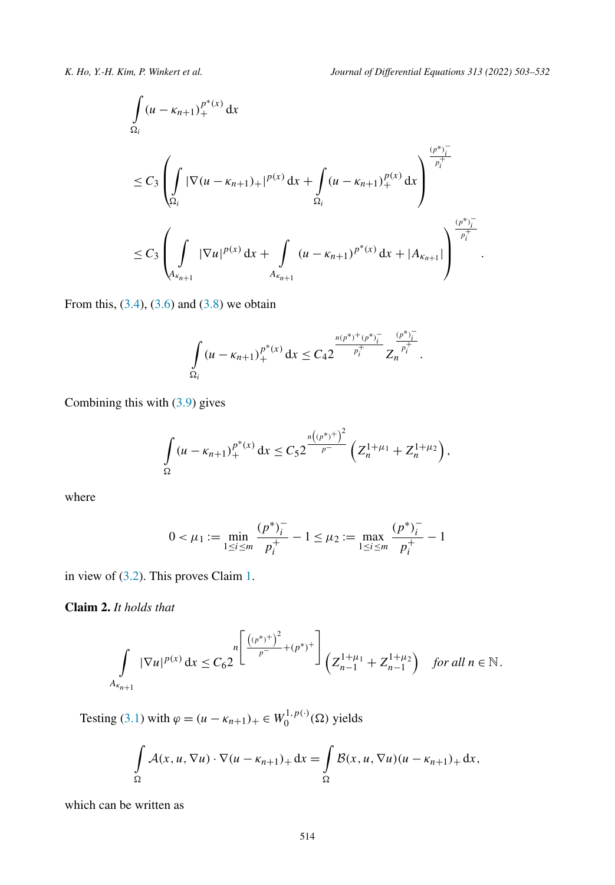$$
\begin{aligned}
&\int_{\Omega_i} (u-\kappa_{n+1})_+^{p^*(x)}\,\mathrm{d}x \\
&\leq C_3 \left( \int_{\Omega_i} |\nabla (u-\kappa_{n+1})_+|^{p(x)}\,\mathrm{d}x + \int_{\Omega_i} (u-\kappa_{n+1})_+^{p(x)}\,\mathrm{d}x \right)^{\frac{(p^*)_i^-}{p_i^+}} \\
&\leq C_3 \left( \int_{A_{\kappa_{n+1}}} |\nabla u|^{p(x)}\,\mathrm{d}x + \int_{A_{\kappa_{n+1}}} (u-\kappa_{n+1})^{p^*(x)}\,\mathrm{d}x + |A_{\kappa_{n+1}}| \right)^{\frac{(p^*)_i^-}{p_i^+}}.
\end{aligned}
$$

From this, (3.4), (3.6) and (3.8) we obtain

$$
\int_{\Omega_i} (u-\kappa_{n+1})_+^{p^*(x)}\,\mathrm{d}x \leq C_4 2^{\frac{n(p^*)^+(p^*)_i^-}{p_i^+}} Z_n^{\frac{(p^*)_i^-}{p_i^+}}.
$$

Combining this with (3.9) gives

$$
\int_{\Omega} (u-\kappa_{n+1})_+^{p^*(x)}\,\mathrm{d}x \leq C_5 2^{\frac{n\left((p^*)^+\right)^2}{p^-}} \left( Z_n^{1+\mu_1} + Z_n^{1+\mu_2} \right),
$$

where

$$
0 < \mu_1 := \min_{1\leq i\leq m} \frac{(p^*)_i^-}{p_i^+} - 1 \leq \mu_2 := \max_{1\leq i\leq m} \frac{(p^*)_i^-}{p_i^+} - 1
$$

in view of (3.2). This proves Claim 1.

**Claim 2.** *It holds that*

$$
\int_{A_{\kappa_{n+1}}} |\nabla u|^{p(x)}\,\mathrm{d}x \leq C_6 2^{n\left[\frac{\left((p^*)^+\right)^2}{p^-} + (p^*)^+\right]} \left( Z_{n-1}^{1+\mu_1} + Z_{n-1}^{1+\mu_2} \right) \quad \textit{for all } n \in \mathbb{N}.
$$

Testing (3.1) with $\varphi = (u-\kappa_{n+1})_+ \in W_0^{1,p(\cdot)}(\Omega)$ yields

$$
\int_{\Omega} \mathcal{A}(x,u,\nabla u)\cdot \nabla (u-\kappa_{n+1})_+\,\mathrm{d}x = \int_{\Omega} \mathcal{B}(x,u,\nabla u)(u-\kappa_{n+1})_+\,\mathrm{d}x,
$$

which can be written as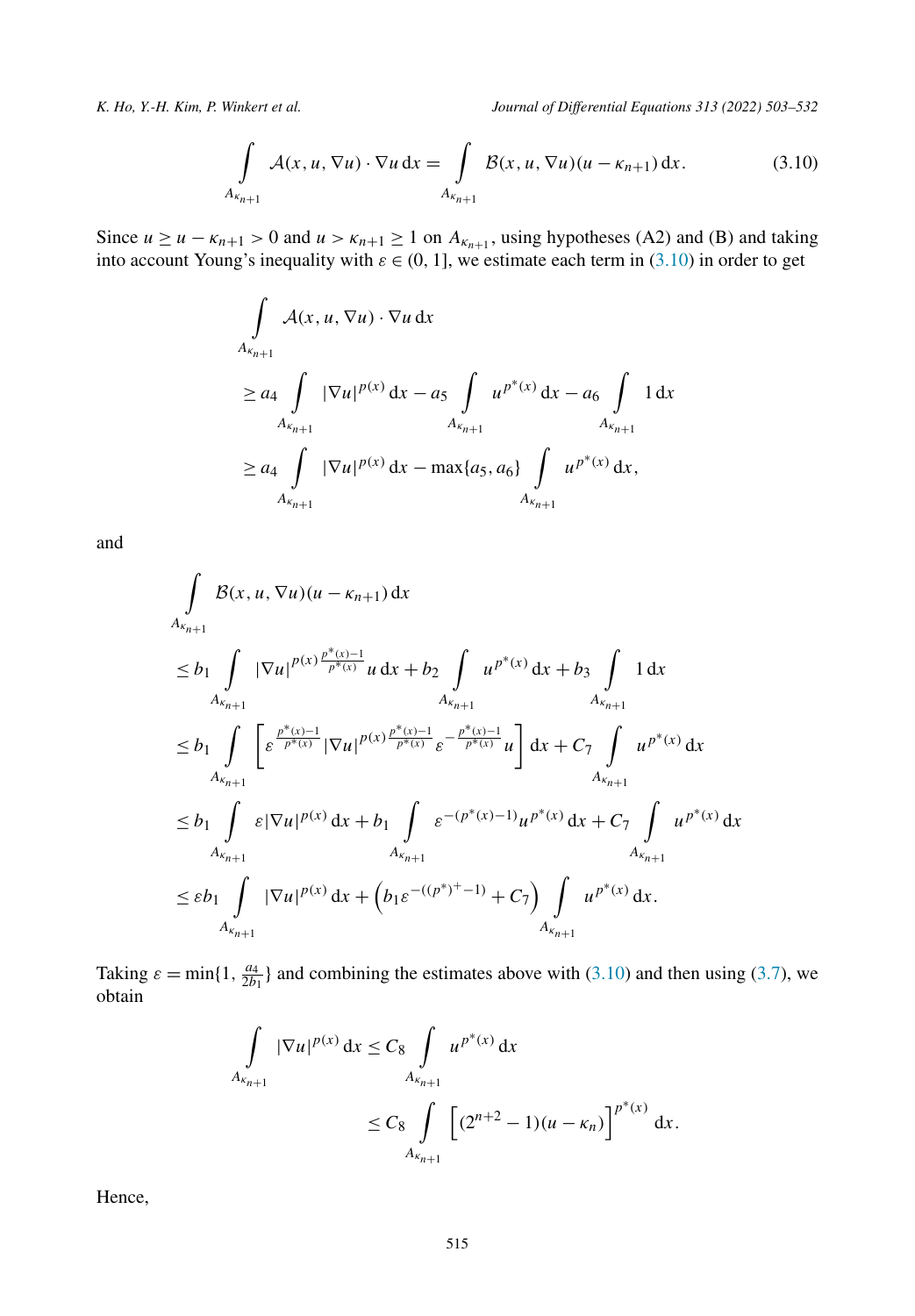$$\int_{A_{\kappa_{n+1}}} \mathcal{A}(x,u,\nabla u)\cdot \nabla u \,\mathrm{d}x = \int_{A_{\kappa_{n+1}}} \mathcal{B}(x,u,\nabla u)(u-\kappa_{n+1})\,\mathrm{d}x. \tag{3.10}$$

Since $u \geq u-\kappa_{n+1} > 0$ and $u > \kappa_{n+1} \geq 1$ on $A_{\kappa_{n+1}}$, using hypotheses (A2) and (B) and taking into account Young's inequality with $\varepsilon \in (0,1]$, we estimate each term in (3.10) in order to get

$$\begin{aligned}
&\int_{A_{\kappa_{n+1}}} \mathcal{A}(x,u,\nabla u)\cdot \nabla u \,\mathrm{d}x \\
&\geq a_4 \int_{A_{\kappa_{n+1}}} |\nabla u|^{p(x)}\,\mathrm{d}x - a_5 \int_{A_{\kappa_{n+1}}} u^{p^*(x)}\,\mathrm{d}x - a_6 \int_{A_{\kappa_{n+1}}} 1\,\mathrm{d}x \\
&\geq a_4 \int_{A_{\kappa_{n+1}}} |\nabla u|^{p(x)}\,\mathrm{d}x - \max\{a_5,a_6\} \int_{A_{\kappa_{n+1}}} u^{p^*(x)}\,\mathrm{d}x,
\end{aligned}$$

and

$$\begin{aligned}
&\int_{A_{\kappa_{n+1}}} \mathcal{B}(x,u,\nabla u)(u-\kappa_{n+1})\,\mathrm{d}x \\
&\leq b_1 \int_{A_{\kappa_{n+1}}} |\nabla u|^{p(x)\frac{p^*(x)-1}{p^*(x)}} u\,\mathrm{d}x + b_2 \int_{A_{\kappa_{n+1}}} u^{p^*(x)}\,\mathrm{d}x + b_3 \int_{A_{\kappa_{n+1}}} 1\,\mathrm{d}x \\
&\leq b_1 \int_{A_{\kappa_{n+1}}} \left[\varepsilon^{\frac{p^*(x)-1}{p^*(x)}} |\nabla u|^{p(x)\frac{p^*(x)-1}{p^*(x)}} \varepsilon^{-\frac{p^*(x)-1}{p^*(x)}} u\right]\mathrm{d}x + C_7 \int_{A_{\kappa_{n+1}}} u^{p^*(x)}\,\mathrm{d}x \\
&\leq b_1 \int_{A_{\kappa_{n+1}}} \varepsilon |\nabla u|^{p(x)}\,\mathrm{d}x + b_1 \int_{A_{\kappa_{n+1}}} \varepsilon^{-(p^*(x)-1)} u^{p^*(x)}\,\mathrm{d}x + C_7 \int_{A_{\kappa_{n+1}}} u^{p^*(x)}\,\mathrm{d}x \\
&\leq \varepsilon b_1 \int_{A_{\kappa_{n+1}}} |\nabla u|^{p(x)}\,\mathrm{d}x + \left(b_1 \varepsilon^{-((p^*)^+-1)} + C_7\right) \int_{A_{\kappa_{n+1}}} u^{p^*(x)}\,\mathrm{d}x.
\end{aligned}$$

Taking $\varepsilon = \min\{1, \frac{a_4}{2b_1}\}$ and combining the estimates above with (3.10) and then using (3.7), we obtain

$$\begin{aligned}
\int_{A_{\kappa_{n+1}}} |\nabla u|^{p(x)}\,\mathrm{d}x &\leq C_8 \int_{A_{\kappa_{n+1}}} u^{p^*(x)}\,\mathrm{d}x \\
&\leq C_8 \int_{A_{\kappa_{n+1}}} \left[(2^{n+2}-1)(u-\kappa_n)\right]^{p^*(x)}\,\mathrm{d}x.
\end{aligned}$$

Hence,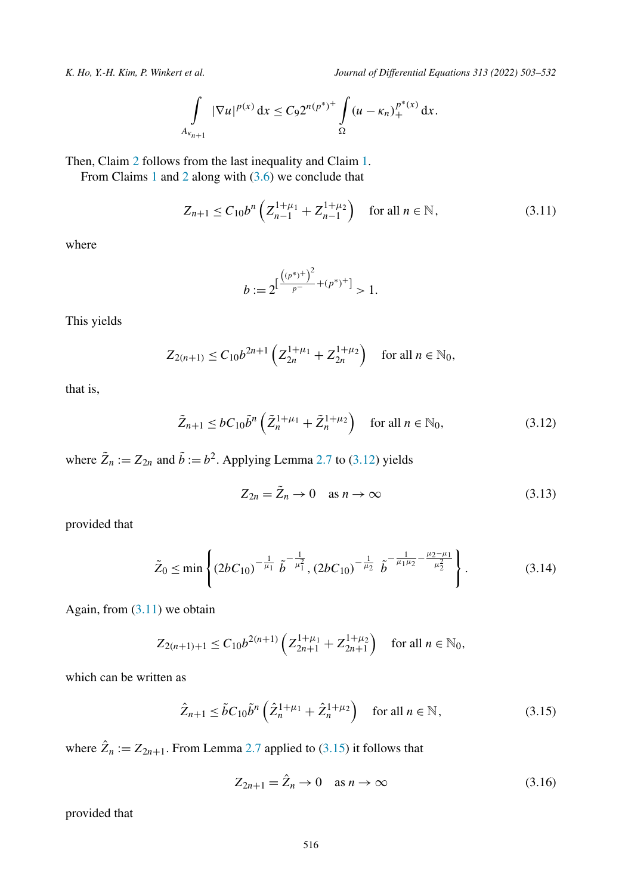$$\int_{A_{\kappa_{n+1}}} |\nabla u|^{p(x)} \, dx \leq C_9 2^{n(p^*)^+} \int_\Omega (u - \kappa_n)_+^{p^*(x)} \, dx.$$

Then, Claim 2 follows from the last inequality and Claim 1.

From Claims 1 and 2 along with (3.6) we conclude that

$$Z_{n+1} \leq C_{10} b^n \left( Z_{n-1}^{1+\mu_1} + Z_{n-1}^{1+\mu_2} \right) \quad \text{for all } n \in \mathbb{N}, \tag{3.11}$$

where

$$b := 2^{\left[ \frac{\left((p^*)^+\right)^2}{p^-} + (p^*)^+ \right]} > 1.$$

This yields

$$Z_{2(n+1)} \leq C_{10} b^{2n+1} \left( Z_{2n}^{1+\mu_1} + Z_{2n}^{1+\mu_2} \right) \quad \text{for all } n \in \mathbb{N}_0,$$

that is,

$$\tilde{Z}_{n+1} \leq b C_{10} \tilde{b}^n \left( \tilde{Z}_n^{1+\mu_1} + \tilde{Z}_n^{1+\mu_2} \right) \quad \text{for all } n \in \mathbb{N}_0, \tag{3.12}$$

where $\tilde{Z}_n := Z_{2n}$ and $\tilde{b} := b^2$. Applying Lemma 2.7 to (3.12) yields

$$Z_{2n} = \tilde{Z}_n \to 0 \quad \text{as } n \to \infty \tag{3.13}$$

provided that

$$\tilde{Z}_0 \leq \min \left\{ (2bC_{10})^{-\frac{1}{\mu_1}} \, \tilde{b}^{-\frac{1}{\mu_1^2}}, (2bC_{10})^{-\frac{1}{\mu_2}} \, \tilde{b}^{-\frac{1}{\mu_1 \mu_2} - \frac{\mu_2 - \mu_1}{\mu_2^2}} \right\}. \tag{3.14}$$

Again, from (3.11) we obtain

$$Z_{2(n+1)+1} \leq C_{10} b^{2(n+1)} \left( Z_{2n+1}^{1+\mu_1} + Z_{2n+1}^{1+\mu_2} \right) \quad \text{for all } n \in \mathbb{N}_0,$$

which can be written as

$$\hat{Z}_{n+1} \leq \tilde{b} C_{10} \tilde{b}^n \left( \hat{Z}_n^{1+\mu_1} + \hat{Z}_n^{1+\mu_2} \right) \quad \text{for all } n \in \mathbb{N}, \tag{3.15}$$

where $\hat{Z}_n := Z_{2n+1}$. From Lemma 2.7 applied to (3.15) it follows that

$$Z_{2n+1} = \hat{Z}_n \to 0 \quad \text{as } n \to \infty \tag{3.16}$$

provided that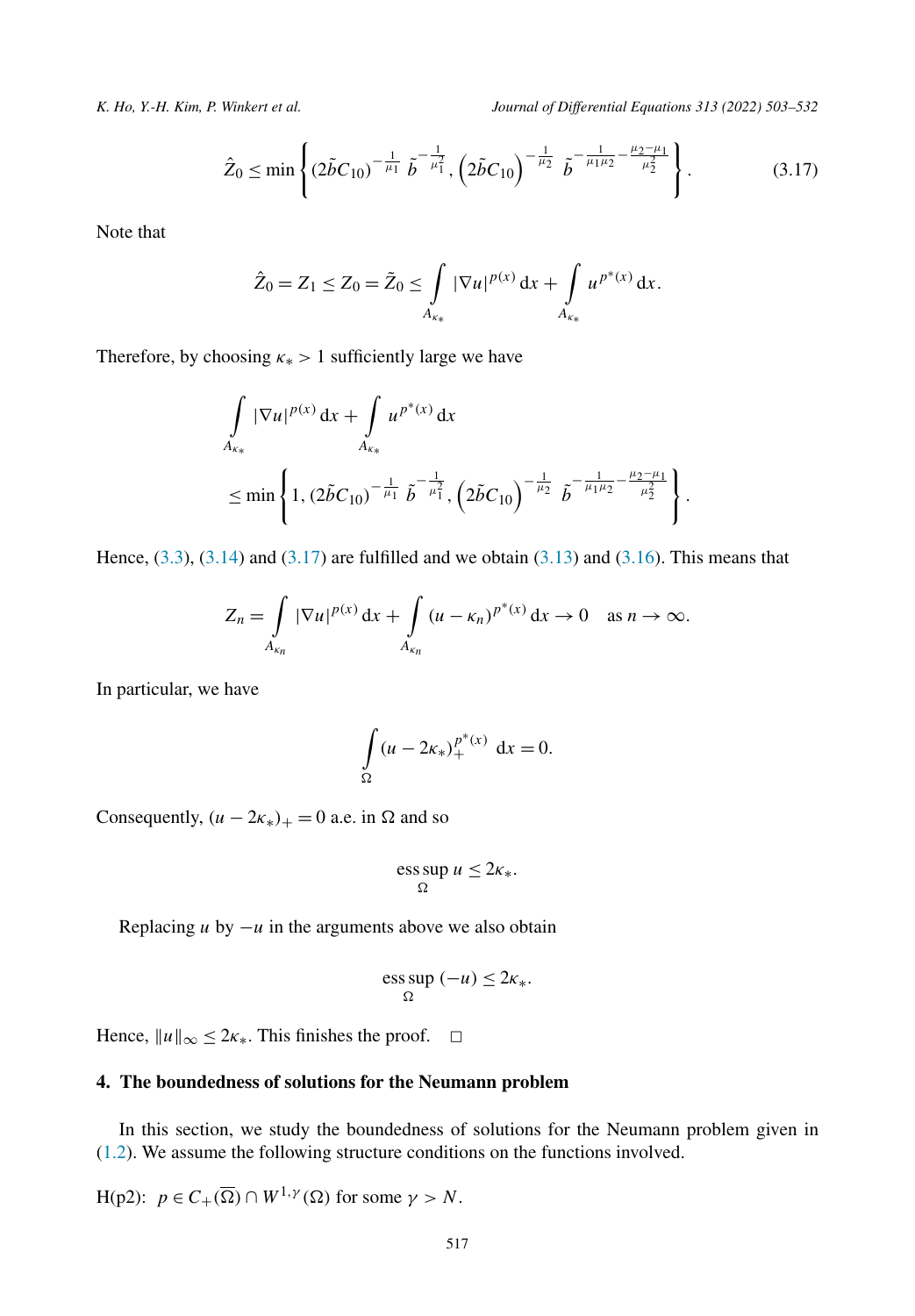$$\hat{Z}_0 \le \min\left\{ (2\tilde{b}C_{10})^{-\frac{1}{\mu_1}}\ \tilde{b}^{-\frac{1}{\mu_1^2}}, \left(2\tilde{b}C_{10}\right)^{-\frac{1}{\mu_2}}\ \tilde{b}^{-\frac{1}{\mu_1\mu_2}-\frac{\mu_2-\mu_1}{\mu_2^2}} \right\}. \tag{3.17}$$

Note that

$$\hat{Z}_0 = Z_1 \le Z_0 = \tilde{Z}_0 \le \int_{A_{\kappa_*}} |\nabla u|^{p(x)}\,\mathrm{d}x + \int_{A_{\kappa_*}} u^{p^*(x)}\,\mathrm{d}x.$$

Therefore, by choosing $\kappa_* > 1$ sufficiently large we have

$$\begin{aligned}
&\int_{A_{\kappa_*}} |\nabla u|^{p(x)}\,\mathrm{d}x + \int_{A_{\kappa_*}} u^{p^*(x)}\,\mathrm{d}x \\
&\le \min\left\{ 1, (2\tilde{b}C_{10})^{-\frac{1}{\mu_1}}\ \tilde{b}^{-\frac{1}{\mu_1^2}}, \left(2\tilde{b}C_{10}\right)^{-\frac{1}{\mu_2}}\ \tilde{b}^{-\frac{1}{\mu_1\mu_2}-\frac{\mu_2-\mu_1}{\mu_2^2}} \right\}.
\end{aligned}$$

Hence, (3.3), (3.14) and (3.17) are fulfilled and we obtain (3.13) and (3.16). This means that

$$Z_n = \int_{A_{\kappa_n}} |\nabla u|^{p(x)}\,\mathrm{d}x + \int_{A_{\kappa_n}} (u-\kappa_n)^{p^*(x)}\,\mathrm{d}x \to 0 \quad \text{as } n \to \infty.$$

In particular, we have

$$\int_{\Omega} (u - 2\kappa_*)_+^{p^*(x)}\ \mathrm{d}x = 0.$$

Consequently, $(u - 2\kappa_*)_+ = 0$ a.e. in $\Omega$ and so

$$\operatorname*{ess\,sup}_{\Omega} u \le 2\kappa_*.$$

Replacing $u$ by $-u$ in the arguments above we also obtain

$$\operatorname*{ess\,sup}_{\Omega} (-u) \le 2\kappa_*.$$

Hence, $\|u\|_\infty \le 2\kappa_*$. This finishes the proof. $\square$

## 4. The boundedness of solutions for the Neumann problem

In this section, we study the boundedness of solutions for the Neumann problem given in (1.2). We assume the following structure conditions on the functions involved.

H(p2): $p \in C_+(\overline{\Omega}) \cap W^{1,\gamma}(\Omega)$ for some $\gamma > N$.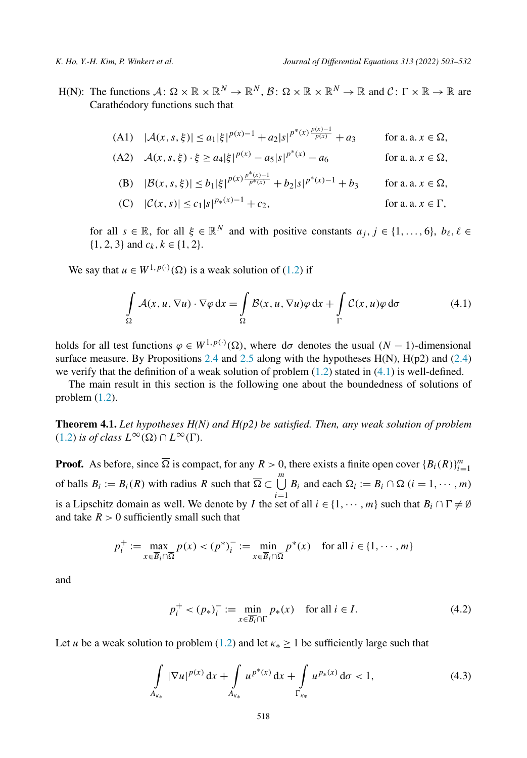H(N): The functions $\mathcal{A}\colon \Omega \times \mathbb{R} \times \mathbb{R}^N \to \mathbb{R}^N$, $\mathcal{B}\colon \Omega \times \mathbb{R} \times \mathbb{R}^N \to \mathbb{R}$ and $\mathcal{C}\colon \Gamma \times \mathbb{R} \to \mathbb{R}$ are Carathéodory functions such that

$$
\begin{aligned}
&\text{(A1)} \quad |\mathcal{A}(x,s,\xi)| \leq a_1|\xi|^{p(x)-1} + a_2|s|^{p^*(x)\frac{p(x)-1}{p(x)}} + a_3 && \text{for a. a. } x \in \Omega,\\
&\text{(A2)} \quad \mathcal{A}(x,s,\xi)\cdot\xi \geq a_4|\xi|^{p(x)} - a_5|s|^{p^*(x)} - a_6 && \text{for a. a. } x \in \Omega,\\
&\text{(B)} \quad |\mathcal{B}(x,s,\xi)| \leq b_1|\xi|^{p(x)\frac{p^*(x)-1}{p^*(x)}} + b_2|s|^{p^*(x)-1} + b_3 && \text{for a. a. } x \in \Omega,\\
&\text{(C)} \quad |\mathcal{C}(x,s)| \leq c_1|s|^{p_*(x)-1} + c_2, && \text{for a. a. } x \in \Gamma,
\end{aligned}
$$

for all $s \in \mathbb{R}$, for all $\xi \in \mathbb{R}^N$ and with positive constants $a_j$, $j \in \{1,\ldots,6\}$, $b_\ell$, $\ell \in \{1,2,3\}$ and $c_k$, $k \in \{1,2\}$.

We say that $u \in W^{1,p(\cdot)}(\Omega)$ is a weak solution of (1.2) if

$$
\int_\Omega \mathcal{A}(x,u,\nabla u)\cdot\nabla\varphi\,\mathrm{d}x = \int_\Omega \mathcal{B}(x,u,\nabla u)\varphi\,\mathrm{d}x + \int_\Gamma \mathcal{C}(x,u)\varphi\,\mathrm{d}\sigma \tag{4.1}
$$

holds for all test functions $\varphi \in W^{1,p(\cdot)}(\Omega)$, where $\mathrm{d}\sigma$ denotes the usual $(N-1)$-dimensional surface measure. By Propositions 2.4 and 2.5 along with the hypotheses H(N), H(p2) and (2.4) we verify that the definition of a weak solution of problem (1.2) stated in (4.1) is well-defined.

The main result in this section is the following one about the boundedness of solutions of problem (1.2).

**Theorem 4.1.** *Let hypotheses H(N) and H(p2) be satisfied. Then, any weak solution of problem (1.2) is of class $L^\infty(\Omega) \cap L^\infty(\Gamma)$.*

**Proof.** As before, since $\overline{\Omega}$ is compact, for any $R > 0$, there exists a finite open cover $\{B_i(R)\}_{i=1}^m$ of balls $B_i := B_i(R)$ with radius $R$ such that $\overline{\Omega} \subset \bigcup_{i=1}^m B_i$ and each $\Omega_i := B_i \cap \Omega$ $(i = 1,\cdots,m)$ is a Lipschitz domain as well. We denote by $I$ the set of all $i \in \{1,\cdots,m\}$ such that $B_i \cap \Gamma \neq \emptyset$ and take $R > 0$ sufficiently small such that

$$
p_i^+ := \max_{x\in\overline{B}_i\cap\overline{\Omega}} p(x) < (p^*)_i^- := \min_{x\in\overline{B}_i\cap\overline{\Omega}} p^*(x) \quad \text{for all } i \in \{1,\cdots,m\}
$$

and

$$
p_i^+ < (p_*)_i^- := \min_{x\in\overline{B}_i\cap\Gamma} p_*(x) \quad \text{for all } i \in I. \tag{4.2}
$$

Let $u$ be a weak solution to problem (1.2) and let $\kappa_* \geq 1$ be sufficiently large such that

$$
\int_{A_{\kappa_*}} |\nabla u|^{p(x)}\,\mathrm{d}x + \int_{A_{\kappa_*}} u^{p^*(x)}\,\mathrm{d}x + \int_{\Gamma_{\kappa_*}} u^{p_*(x)}\,\mathrm{d}\sigma < 1, \tag{4.3}
$$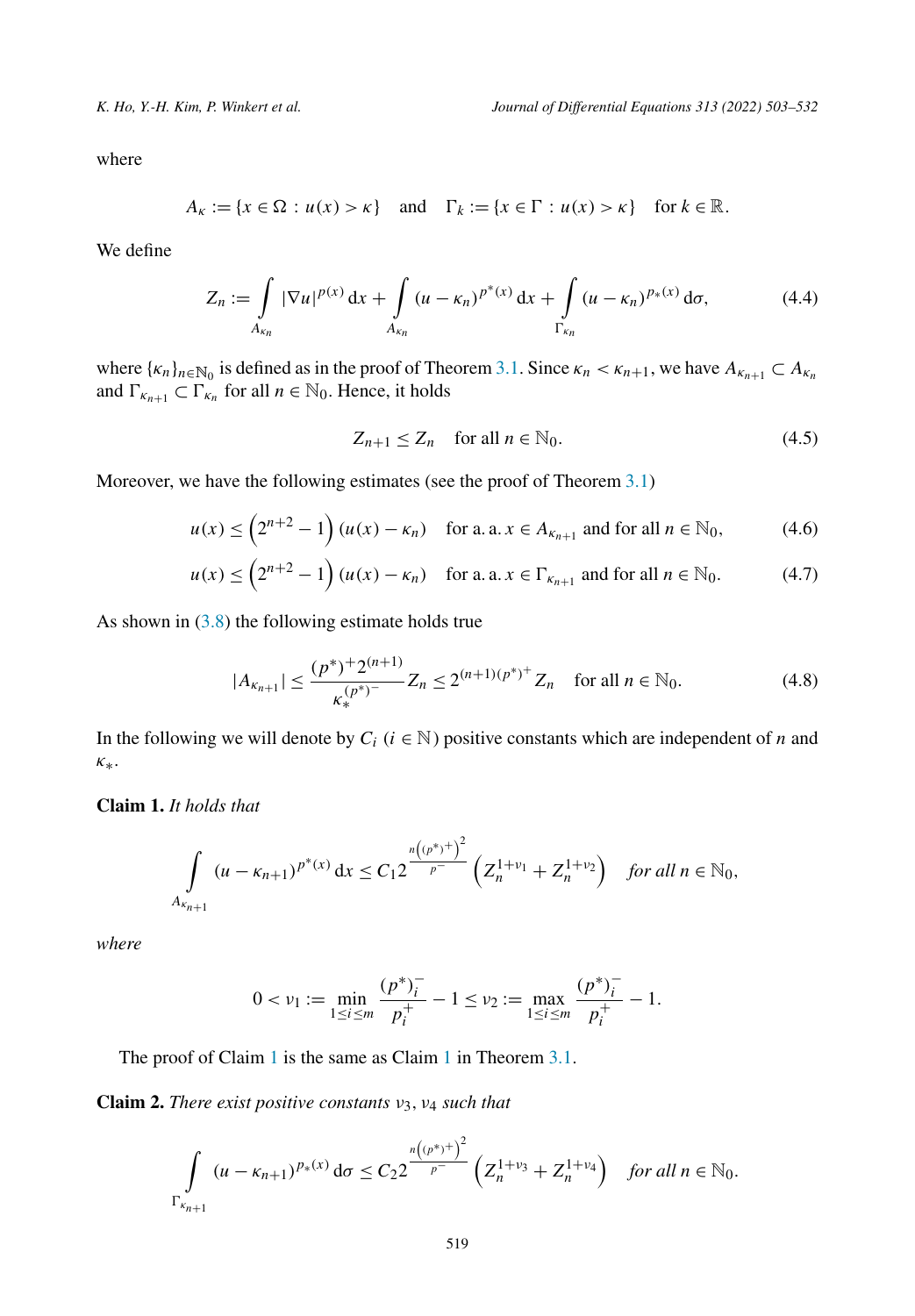where

$$A_\kappa := \{x \in \Omega : u(x) > \kappa\} \quad \text{and} \quad \Gamma_k := \{x \in \Gamma : u(x) > \kappa\} \quad \text{for } k \in \mathbb{R}.$$

We define

$$Z_n := \int_{A_{\kappa_n}} |\nabla u|^{p(x)}\, \mathrm{d}x + \int_{A_{\kappa_n}} (u - \kappa_n)^{p^*(x)}\, \mathrm{d}x + \int_{\Gamma_{\kappa_n}} (u - \kappa_n)^{p_*(x)}\, \mathrm{d}\sigma, \tag{4.4}$$

where $\{\kappa_n\}_{n\in\mathbb{N}_0}$ is defined as in the proof of Theorem 3.1. Since $\kappa_n < \kappa_{n+1}$, we have $A_{\kappa_{n+1}} \subset A_{\kappa_n}$ and $\Gamma_{\kappa_{n+1}} \subset \Gamma_{\kappa_n}$ for all $n \in \mathbb{N}_0$. Hence, it holds

$$Z_{n+1} \le Z_n \quad \text{for all } n \in \mathbb{N}_0. \tag{4.5}$$

Moreover, we have the following estimates (see the proof of Theorem 3.1)

$$u(x) \le \left(2^{n+2} - 1\right)(u(x) - \kappa_n) \quad \text{for a. a. } x \in A_{\kappa_{n+1}} \text{ and for all } n \in \mathbb{N}_0, \tag{4.6}$$

$$u(x) \le \left(2^{n+2} - 1\right)(u(x) - \kappa_n) \quad \text{for a. a. } x \in \Gamma_{\kappa_{n+1}} \text{ and for all } n \in \mathbb{N}_0. \tag{4.7}$$

As shown in (3.8) the following estimate holds true

$$|A_{\kappa_{n+1}}| \le \frac{(p^*)^+ 2^{(n+1)}}{\kappa_*^{(p^*)^-}} Z_n \le 2^{(n+1)(p^*)^+} Z_n \quad \text{for all } n \in \mathbb{N}_0. \tag{4.8}$$

In the following we will denote by $C_i$ $(i \in \mathbb{N})$ positive constants which are independent of $n$ and $\kappa_*$.

**Claim 1.** *It holds that*

$$\int_{A_{\kappa_{n+1}}} (u - \kappa_{n+1})^{p^*(x)}\, \mathrm{d}x \le C_1 2^{\frac{n\left((p^*)^+\right)^2}{p^-}} \left(Z_n^{1+\nu_1} + Z_n^{1+\nu_2}\right) \quad \textit{for all } n \in \mathbb{N}_0,$$

*where*

$$0 < \nu_1 := \min_{1\le i\le m} \frac{(p^*)_i^-}{p_i^+} - 1 \le \nu_2 := \max_{1\le i\le m} \frac{(p^*)_i^-}{p_i^+} - 1.$$

The proof of Claim 1 is the same as Claim 1 in Theorem 3.1.

**Claim 2.** *There exist positive constants $\nu_3, \nu_4$ such that*

$$\int_{\Gamma_{\kappa_{n+1}}} (u - \kappa_{n+1})^{p_*(x)}\, \mathrm{d}\sigma \le C_2 2^{\frac{n\left((p^*)^+\right)^2}{p^-}} \left(Z_n^{1+\nu_3} + Z_n^{1+\nu_4}\right) \quad \textit{for all } n \in \mathbb{N}_0.$$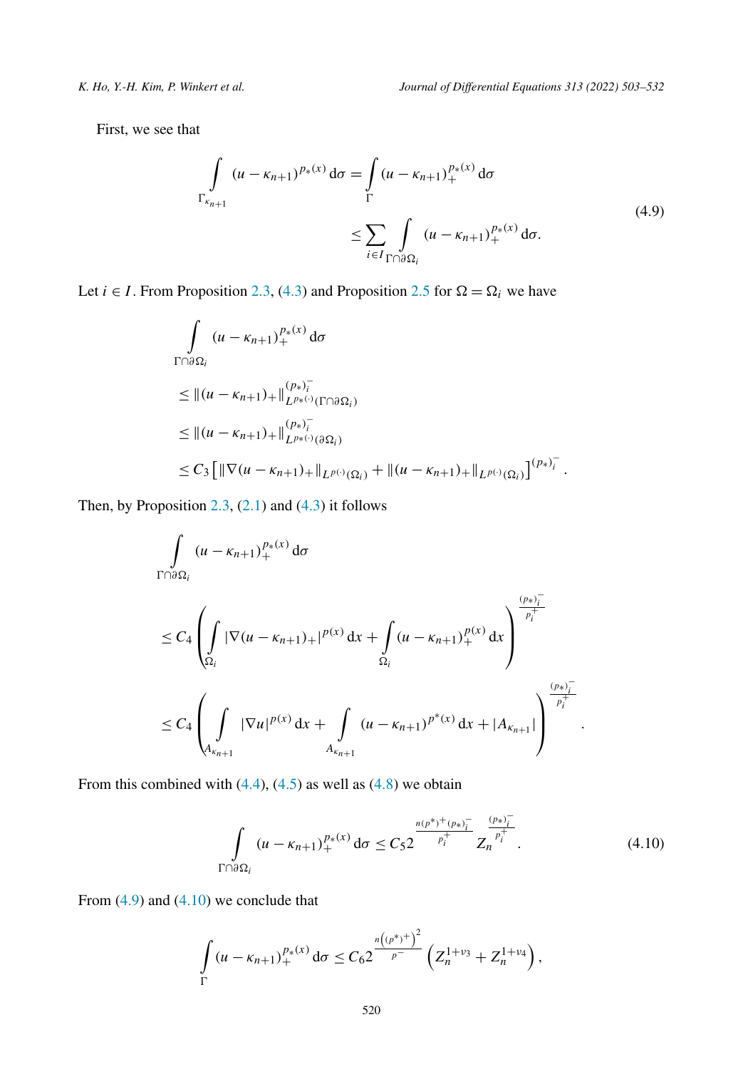First, we see that

$$\int_{\Gamma_{\kappa_{n+1}}} (u-\kappa_{n+1})^{p_*(x)}\,\mathrm{d}\sigma = \int_{\Gamma} (u-\kappa_{n+1})_+^{p_*(x)}\,\mathrm{d}\sigma \leq \sum_{i\in I} \int_{\Gamma\cap\partial\Omega_i} (u-\kappa_{n+1})_+^{p_*(x)}\,\mathrm{d}\sigma. \tag{4.9}$$

Let $i \in I$. From Proposition 2.3, (4.3) and Proposition 2.5 for $\Omega = \Omega_i$ we have

$$\begin{aligned}
&\int_{\Gamma\cap\partial\Omega_i} (u-\kappa_{n+1})_+^{p_*(x)}\,\mathrm{d}\sigma \\
&\leq \|(u-\kappa_{n+1})_+\|_{L^{p_*(\cdot)}(\Gamma\cap\partial\Omega_i)}^{(p_*)_i^-} \\
&\leq \|(u-\kappa_{n+1})_+\|_{L^{p_*(\cdot)}(\partial\Omega_i)}^{(p_*)_i^-} \\
&\leq C_3\left[\|\nabla(u-\kappa_{n+1})_+\|_{L^{p(\cdot)}(\Omega_i)} + \|(u-\kappa_{n+1})_+\|_{L^{p(\cdot)}(\Omega_i)}\right]^{(p_*)_i^-}.
\end{aligned}$$

Then, by Proposition 2.3, (2.1) and (4.3) it follows

$$\begin{aligned}
&\int_{\Gamma\cap\partial\Omega_i} (u-\kappa_{n+1})_+^{p_*(x)}\,\mathrm{d}\sigma \\
&\leq C_4\left(\int_{\Omega_i} |\nabla(u-\kappa_{n+1})_+|^{p(x)}\,\mathrm{d}x + \int_{\Omega_i} (u-\kappa_{n+1})_+^{p(x)}\,\mathrm{d}x\right)^{\frac{(p_*)_i^-}{p_i^+}} \\
&\leq C_4\left(\int_{A_{\kappa_{n+1}}} |\nabla u|^{p(x)}\,\mathrm{d}x + \int_{A_{\kappa_{n+1}}} (u-\kappa_{n+1})^{p^*(x)}\,\mathrm{d}x + |A_{\kappa_{n+1}}|\right)^{\frac{(p_*)_i^-}{p_i^+}}.
\end{aligned}$$

From this combined with (4.4), (4.5) as well as (4.8) we obtain

$$\int_{\Gamma\cap\partial\Omega_i} (u-\kappa_{n+1})_+^{p_*(x)}\,\mathrm{d}\sigma \leq C_5 2^{\frac{n(p^*)^+(p_*)_i^-}{p_i^+}} Z_n^{\frac{(p_*)_i^-}{p_i^+}}. \tag{4.10}$$

From (4.9) and (4.10) we conclude that

$$\int_{\Gamma} (u-\kappa_{n+1})_+^{p_*(x)}\,\mathrm{d}\sigma \leq C_6 2^{\frac{n\left((p^*)^+\right)^2}{p^-}}\left(Z_n^{1+\nu_3} + Z_n^{1+\nu_4}\right),$$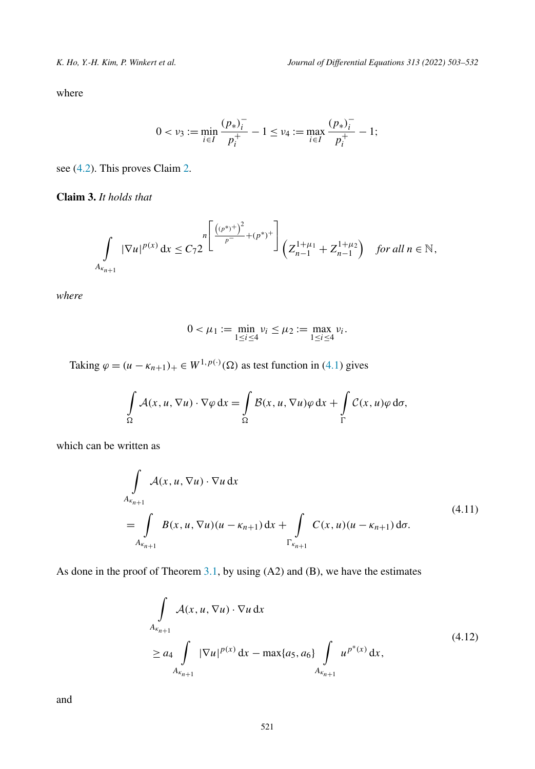where

$$0 < \nu_3 := \min_{i \in I} \frac{(p_*)_i^-}{p_i^+} - 1 \leq \nu_4 := \max_{i \in I} \frac{(p_*)_i^-}{p_i^+} - 1;$$

see (4.2). This proves Claim 2.

**Claim 3.** *It holds that*

$$\int_{A_{\kappa_{n+1}}} |\nabla u|^{p(x)} \, \mathrm{d}x \leq C_7 2^{n\left[\frac{\left((p^*)^+\right)^2}{p^-} + (p^*)^+\right]} \left(Z_{n-1}^{1+\mu_1} + Z_{n-1}^{1+\mu_2}\right) \quad \textit{for all } n \in \mathbb{N},$$

*where*

$$0 < \mu_1 := \min_{1 \leq i \leq 4} \nu_i \leq \mu_2 := \max_{1 \leq i \leq 4} \nu_i.$$

Taking $\varphi = (u - \kappa_{n+1})_+ \in W^{1,p(\cdot)}(\Omega)$ as test function in (4.1) gives

$$\int_\Omega \mathcal{A}(x, u, \nabla u) \cdot \nabla \varphi \, \mathrm{d}x = \int_\Omega \mathcal{B}(x, u, \nabla u) \varphi \, \mathrm{d}x + \int_\Gamma \mathcal{C}(x, u) \varphi \, \mathrm{d}\sigma,$$

which can be written as

$$\begin{aligned}
&\int_{A_{\kappa_{n+1}}} \mathcal{A}(x, u, \nabla u) \cdot \nabla u \, \mathrm{d}x \\
&= \int_{A_{\kappa_{n+1}}} B(x, u, \nabla u)(u - \kappa_{n+1}) \, \mathrm{d}x + \int_{\Gamma_{\kappa_{n+1}}} C(x, u)(u - \kappa_{n+1}) \, \mathrm{d}\sigma.
\end{aligned} \tag{4.11}$$

As done in the proof of Theorem 3.1, by using (A2) and (B), we have the estimates

$$\begin{aligned}
&\int_{A_{\kappa_{n+1}}} \mathcal{A}(x, u, \nabla u) \cdot \nabla u \, \mathrm{d}x \\
&\geq a_4 \int_{A_{\kappa_{n+1}}} |\nabla u|^{p(x)} \, \mathrm{d}x - \max\{a_5, a_6\} \int_{A_{\kappa_{n+1}}} u^{p^*(x)} \, \mathrm{d}x,
\end{aligned} \tag{4.12}$$

and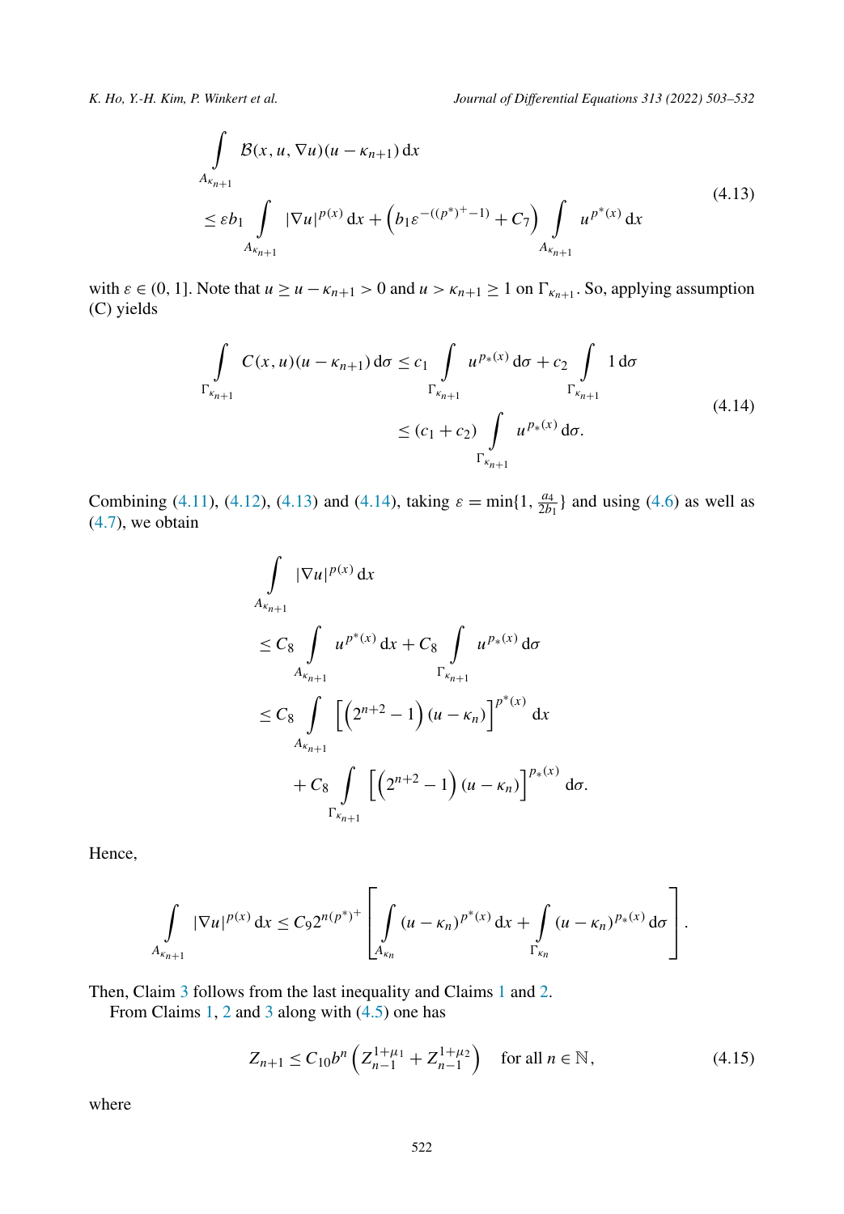$$
\begin{aligned}
&\int_{A_{\kappa_{n+1}}} \mathcal{B}(x,u,\nabla u)(u-\kappa_{n+1})\,\mathrm{d}x \\
&\le \varepsilon b_1 \int_{A_{\kappa_{n+1}}} |\nabla u|^{p(x)}\,\mathrm{d}x + \left(b_1 \varepsilon^{-((p^*)^+-1)} + C_7\right) \int_{A_{\kappa_{n+1}}} u^{p^*(x)}\,\mathrm{d}x
\end{aligned}
\tag{4.13}
$$

with $\varepsilon \in (0,1]$. Note that $u \ge u-\kappa_{n+1} > 0$ and $u > \kappa_{n+1} \ge 1$ on $\Gamma_{\kappa_{n+1}}$. So, applying assumption (C) yields

$$
\begin{aligned}
\int_{\Gamma_{\kappa_{n+1}}} C(x,u)(u-\kappa_{n+1})\,\mathrm{d}\sigma &\le c_1 \int_{\Gamma_{\kappa_{n+1}}} u^{p_*(x)}\,\mathrm{d}\sigma + c_2 \int_{\Gamma_{\kappa_{n+1}}} 1\,\mathrm{d}\sigma \\
&\le (c_1+c_2) \int_{\Gamma_{\kappa_{n+1}}} u^{p_*(x)}\,\mathrm{d}\sigma.
\end{aligned}
\tag{4.14}
$$

Combining (4.11), (4.12), (4.13) and (4.14), taking $\varepsilon = \min\{1, \frac{a_4}{2b_1}\}$ and using (4.6) as well as (4.7), we obtain

$$
\begin{aligned}
&\int_{A_{\kappa_{n+1}}} |\nabla u|^{p(x)}\,\mathrm{d}x \\
&\le C_8 \int_{A_{\kappa_{n+1}}} u^{p^*(x)}\,\mathrm{d}x + C_8 \int_{\Gamma_{\kappa_{n+1}}} u^{p_*(x)}\,\mathrm{d}\sigma \\
&\le C_8 \int_{A_{\kappa_{n+1}}} \left[\left(2^{n+2}-1\right)(u-\kappa_n)\right]^{p^*(x)}\,\mathrm{d}x \\
&\quad + C_8 \int_{\Gamma_{\kappa_{n+1}}} \left[\left(2^{n+2}-1\right)(u-\kappa_n)\right]^{p_*(x)}\,\mathrm{d}\sigma.
\end{aligned}
$$

Hence,

$$
\int_{A_{\kappa_{n+1}}} |\nabla u|^{p(x)}\,\mathrm{d}x \le C_9 2^{n(p^*)^+} \left[\int_{A_{\kappa_n}} (u-\kappa_n)^{p^*(x)}\,\mathrm{d}x + \int_{\Gamma_{\kappa_n}} (u-\kappa_n)^{p_*(x)}\,\mathrm{d}\sigma\right].
$$

Then, Claim 3 follows from the last inequality and Claims 1 and 2.

From Claims 1, 2 and 3 along with (4.5) one has

$$
Z_{n+1} \le C_{10} b^n \left(Z_{n-1}^{1+\mu_1} + Z_{n-1}^{1+\mu_2}\right) \quad \text{for all } n \in \mathbb{N},
\tag{4.15}
$$

where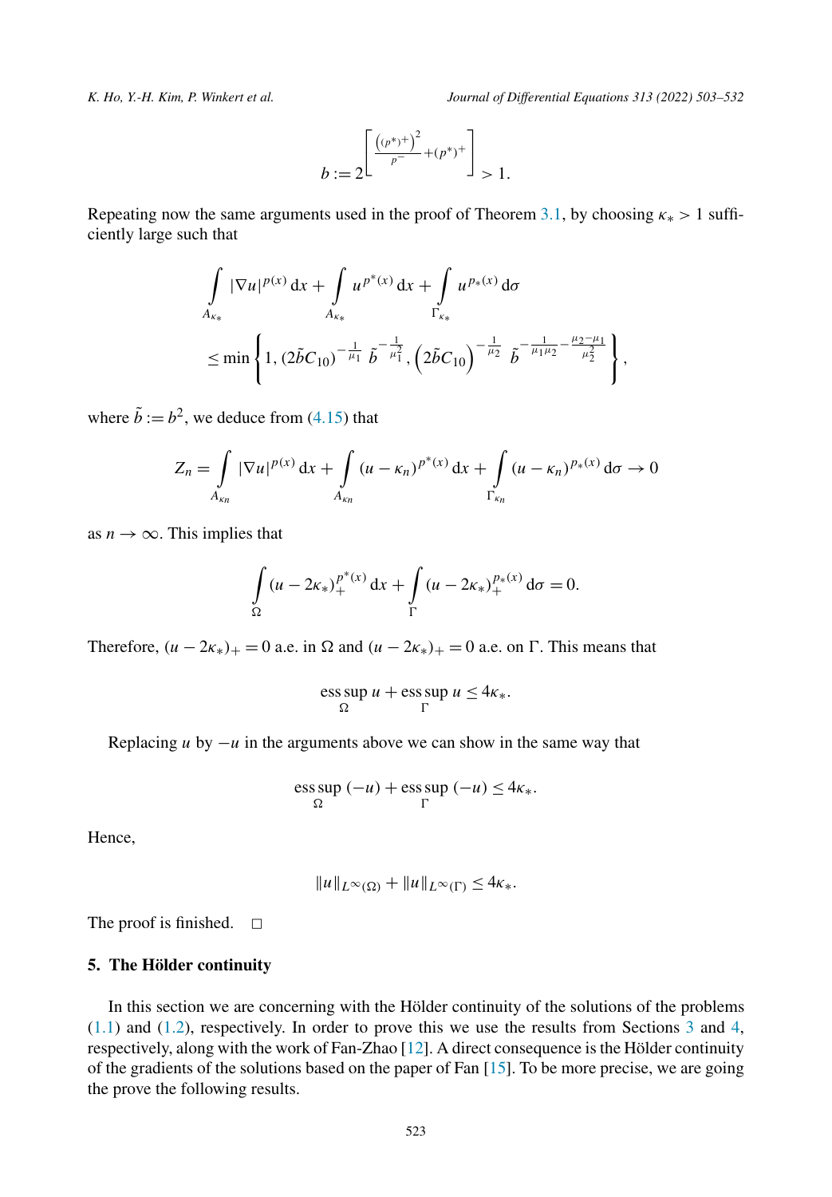$$b := 2^{\left[\frac{\left((p^*)^+\right)^2}{p^-} + (p^*)^+\right]} > 1.$$

Repeating now the same arguments used in the proof of Theorem 3.1, by choosing $\kappa_* > 1$ sufficiently large such that

$$\int_{A_{\kappa_*}} |\nabla u|^{p(x)}\,\mathrm{d}x + \int_{A_{\kappa_*}} u^{p^*(x)}\,\mathrm{d}x + \int_{\Gamma_{\kappa_*}} u^{p_*(x)}\,\mathrm{d}\sigma$$
$$\le \min\left\{1, (2\tilde{b}C_{10})^{-\frac{1}{\mu_1}}\,\tilde{b}^{-\frac{1}{\mu_1^2}}, \left(2\tilde{b}C_{10}\right)^{-\frac{1}{\mu_2}}\,\tilde{b}^{-\frac{1}{\mu_1\mu_2}-\frac{\mu_2-\mu_1}{\mu_2^2}}\right\},$$

where $\tilde{b} := b^2$, we deduce from (4.15) that

$$Z_n = \int_{A_{\kappa n}} |\nabla u|^{p(x)}\,\mathrm{d}x + \int_{A_{\kappa n}} (u-\kappa_n)^{p^*(x)}\,\mathrm{d}x + \int_{\Gamma_{\kappa_n}} (u-\kappa_n)^{p_*(x)}\,\mathrm{d}\sigma \to 0$$

as $n \to \infty$. This implies that

$$\int_{\Omega} (u-2\kappa_*)_+^{p^*(x)}\,\mathrm{d}x + \int_{\Gamma} (u-2\kappa_*)_+^{p_*(x)}\,\mathrm{d}\sigma = 0.$$

Therefore, $(u-2\kappa_*)_+ = 0$ a.e. in $\Omega$ and $(u-2\kappa_*)_+ = 0$ a.e. on $\Gamma$. This means that

$$\operatorname*{ess\,sup}_{\Omega} u + \operatorname*{ess\,sup}_{\Gamma} u \le 4\kappa_*.$$

Replacing $u$ by $-u$ in the arguments above we can show in the same way that

$$\operatorname*{ess\,sup}_{\Omega} (-u) + \operatorname*{ess\,sup}_{\Gamma} (-u) \le 4\kappa_*.$$

Hence,

$$\|u\|_{L^\infty(\Omega)} + \|u\|_{L^\infty(\Gamma)} \le 4\kappa_*.$$

The proof is finished. $\square$

## 5. The Hölder continuity

In this section we are concerning with the Hölder continuity of the solutions of the problems (1.1) and (1.2), respectively. In order to prove this we use the results from Sections 3 and 4, respectively, along with the work of Fan-Zhao [12]. A direct consequence is the Hölder continuity of the gradients of the solutions based on the paper of Fan [15]. To be more precise, we are going the prove the following results.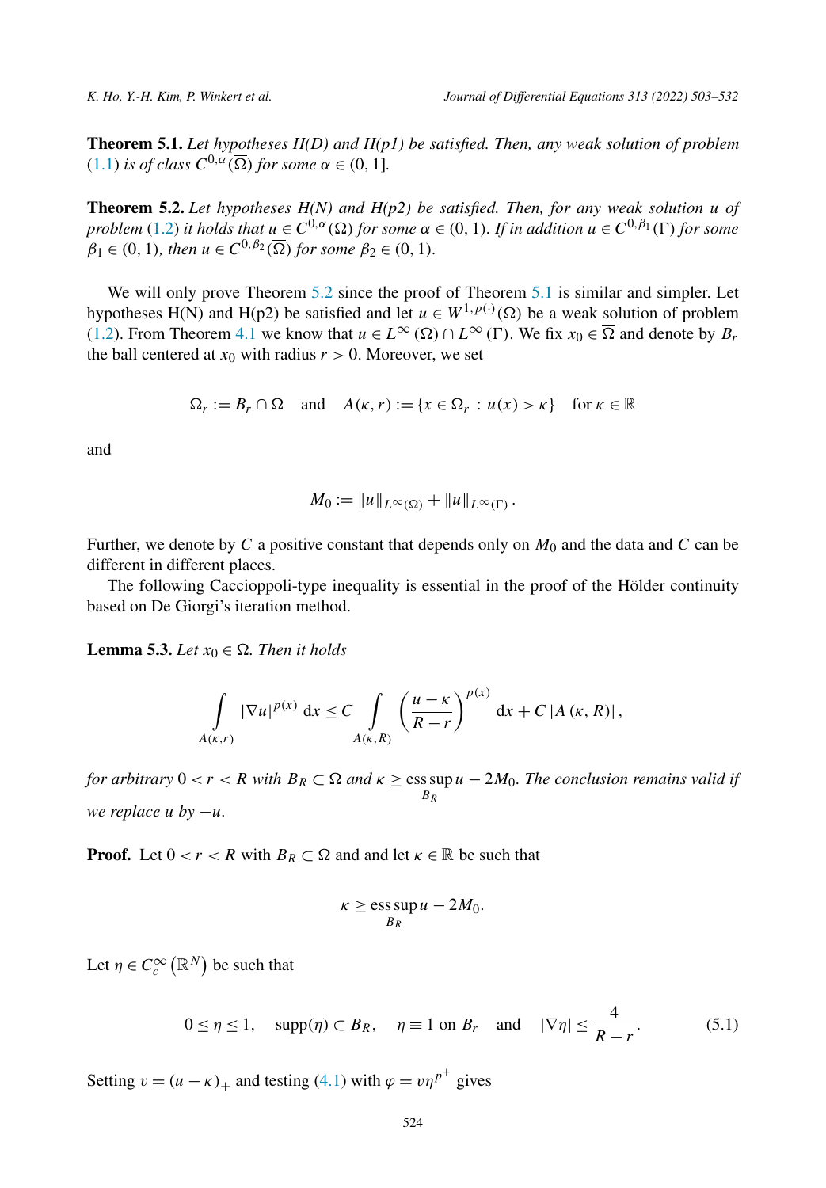**Theorem 5.1.** *Let hypotheses H(D) and H(p1) be satisfied. Then, any weak solution of problem* (1.1) *is of class* $C^{0,\alpha}(\overline{\Omega})$ *for some* $\alpha \in (0, 1]$.

**Theorem 5.2.** *Let hypotheses H(N) and H(p2) be satisfied. Then, for any weak solution $u$ of problem* (1.2) *it holds that* $u \in C^{0,\alpha}(\Omega)$ *for some* $\alpha \in (0, 1)$. *If in addition* $u \in C^{0,\beta_1}(\Gamma)$ *for some* $\beta_1 \in (0, 1)$, *then* $u \in C^{0,\beta_2}(\overline{\Omega})$ *for some* $\beta_2 \in (0, 1)$.

We will only prove Theorem 5.2 since the proof of Theorem 5.1 is similar and simpler. Let hypotheses H(N) and H(p2) be satisfied and let $u \in W^{1,p(\cdot)}(\Omega)$ be a weak solution of problem (1.2). From Theorem 4.1 we know that $u \in L^\infty(\Omega) \cap L^\infty(\Gamma)$. We fix $x_0 \in \overline{\Omega}$ and denote by $B_r$ the ball centered at $x_0$ with radius $r > 0$. Moreover, we set

$$\Omega_r := B_r \cap \Omega \quad \text{and} \quad A(\kappa, r) := \{x \in \Omega_r : u(x) > \kappa\} \quad \text{for } \kappa \in \mathbb{R}$$

and

$$M_0 := \|u\|_{L^\infty(\Omega)} + \|u\|_{L^\infty(\Gamma)}.$$

Further, we denote by $C$ a positive constant that depends only on $M_0$ and the data and $C$ can be different in different places.

The following Caccioppoli-type inequality is essential in the proof of the Hölder continuity based on De Giorgi's iteration method.

**Lemma 5.3.** *Let* $x_0 \in \Omega$. *Then it holds*

$$\int_{A(\kappa,r)} |\nabla u|^{p(x)} \, \mathrm{d}x \le C \int_{A(\kappa,R)} \left(\frac{u-\kappa}{R-r}\right)^{p(x)} \mathrm{d}x + C\,|A(\kappa, R)|,$$

*for arbitrary* $0 < r < R$ *with* $B_R \subset \Omega$ *and* $\kappa \ge \operatorname*{ess\,sup}_{B_R} u - 2M_0$. *The conclusion remains valid if we replace $u$ by $-u$.*

**Proof.** Let $0 < r < R$ with $B_R \subset \Omega$ and and let $\kappa \in \mathbb{R}$ be such that

$$\kappa \ge \operatorname*{ess\,sup}_{B_R} u - 2M_0.$$

Let $\eta \in C_c^\infty(\mathbb{R}^N)$ be such that

$$0 \le \eta \le 1, \quad \operatorname{supp}(\eta) \subset B_R, \quad \eta \equiv 1 \text{ on } B_r \quad \text{and} \quad |\nabla \eta| \le \frac{4}{R-r}. \tag{5.1}$$

Setting $v = (u - \kappa)_+$ and testing (4.1) with $\varphi = v\eta^{p^+}$ gives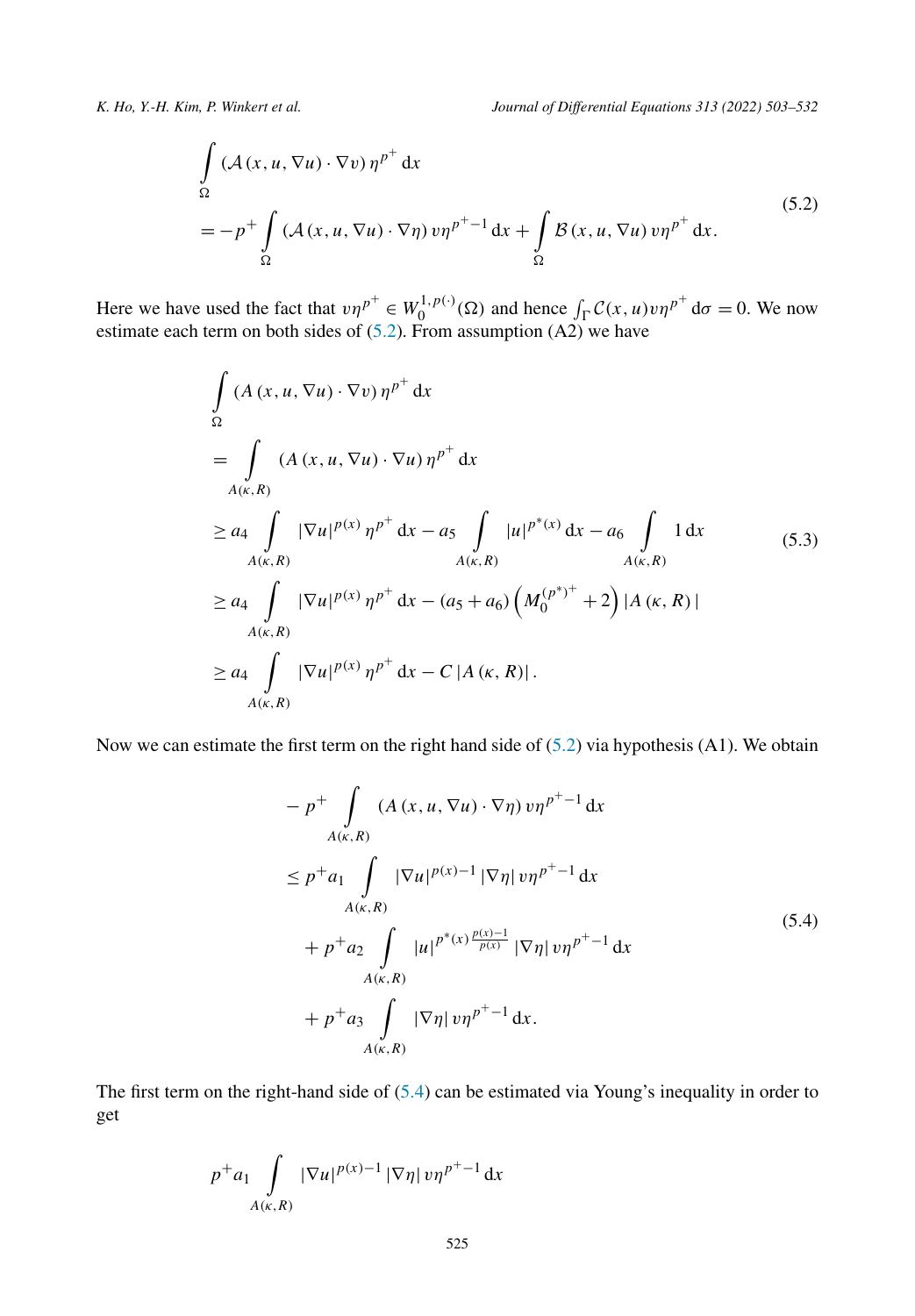$$
\begin{aligned}
&\int_{\Omega} (\mathcal{A}(x,u,\nabla u)\cdot \nabla v)\,\eta^{p^+}\,\mathrm{d}x \\
&= -p^+ \int_{\Omega} (\mathcal{A}(x,u,\nabla u)\cdot \nabla \eta)\, v\eta^{p^+-1}\,\mathrm{d}x + \int_{\Omega} \mathcal{B}(x,u,\nabla u)\, v\eta^{p^+}\,\mathrm{d}x.
\end{aligned}
\tag{5.2}
$$

Here we have used the fact that $v\eta^{p^+} \in W_0^{1,p(\cdot)}(\Omega)$ and hence $\int_\Gamma \mathcal{C}(x,u)v\eta^{p^+}\,\mathrm{d}\sigma = 0$. We now estimate each term on both sides of (5.2). From assumption (A2) we have

$$
\begin{aligned}
&\int_{\Omega} (A(x,u,\nabla u)\cdot \nabla v)\,\eta^{p^+}\,\mathrm{d}x \\
&= \int_{A(\kappa,R)} (A(x,u,\nabla u)\cdot \nabla u)\,\eta^{p^+}\,\mathrm{d}x \\
&\geq a_4 \int_{A(\kappa,R)} |\nabla u|^{p(x)}\,\eta^{p^+}\,\mathrm{d}x - a_5 \int_{A(\kappa,R)} |u|^{p^*(x)}\,\mathrm{d}x - a_6 \int_{A(\kappa,R)} 1\,\mathrm{d}x \\
&\geq a_4 \int_{A(\kappa,R)} |\nabla u|^{p(x)}\,\eta^{p^+}\,\mathrm{d}x - (a_5+a_6)\left(M_0^{(p^*)^+}+2\right)|A(\kappa,R)| \\
&\geq a_4 \int_{A(\kappa,R)} |\nabla u|^{p(x)}\,\eta^{p^+}\,\mathrm{d}x - C\,|A(\kappa,R)|.
\end{aligned}
\tag{5.3}
$$

Now we can estimate the first term on the right hand side of (5.2) via hypothesis (A1). We obtain

$$
\begin{aligned}
&-p^+ \int_{A(\kappa,R)} (A(x,u,\nabla u)\cdot \nabla \eta)\, v\eta^{p^+-1}\,\mathrm{d}x \\
&\leq p^+ a_1 \int_{A(\kappa,R)} |\nabla u|^{p(x)-1}\,|\nabla \eta|\, v\eta^{p^+-1}\,\mathrm{d}x \\
&\quad + p^+ a_2 \int_{A(\kappa,R)} |u|^{p^*(x)\frac{p(x)-1}{p(x)}}\,|\nabla \eta|\, v\eta^{p^+-1}\,\mathrm{d}x \\
&\quad + p^+ a_3 \int_{A(\kappa,R)} |\nabla \eta|\, v\eta^{p^+-1}\,\mathrm{d}x.
\end{aligned}
\tag{5.4}
$$

The first term on the right-hand side of (5.4) can be estimated via Young's inequality in order to get

$$
p^+ a_1 \int_{A(\kappa,R)} |\nabla u|^{p(x)-1}\,|\nabla \eta|\, v\eta^{p^+-1}\,\mathrm{d}x
$$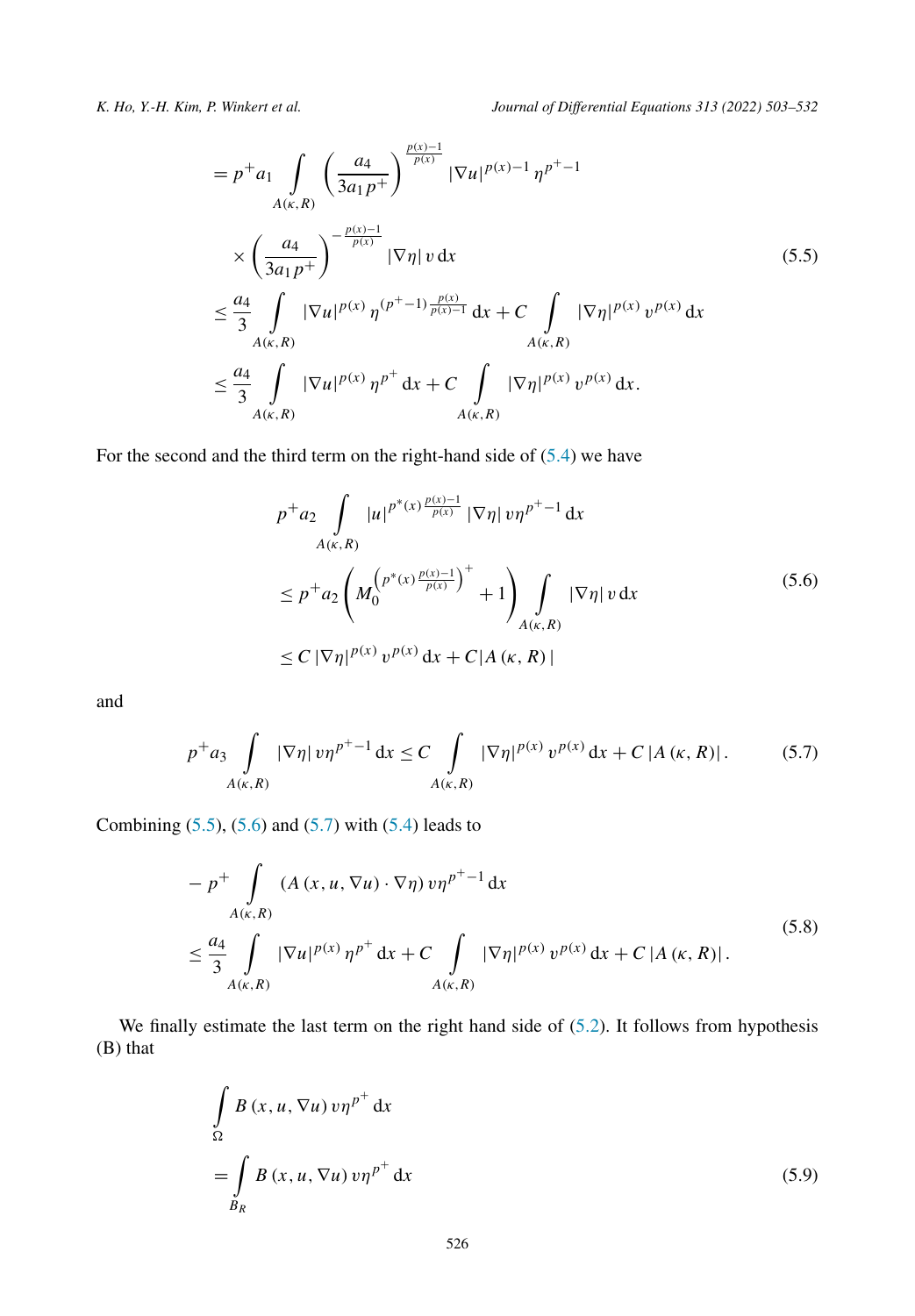$$
\begin{aligned}
&= p^+ a_1 \int_{A(\kappa,R)} \left(\frac{a_4}{3a_1 p^+}\right)^{\frac{p(x)-1}{p(x)}} |\nabla u|^{p(x)-1} \eta^{p^+-1} \\
&\quad \times \left(\frac{a_4}{3a_1 p^+}\right)^{-\frac{p(x)-1}{p(x)}} |\nabla \eta|\, v \,\mathrm{d}x \\
&\le \frac{a_4}{3} \int_{A(\kappa,R)} |\nabla u|^{p(x)} \eta^{(p^+-1)\frac{p(x)}{p(x)-1}} \,\mathrm{d}x + C \int_{A(\kappa,R)} |\nabla \eta|^{p(x)} v^{p(x)} \,\mathrm{d}x \\
&\le \frac{a_4}{3} \int_{A(\kappa,R)} |\nabla u|^{p(x)} \eta^{p^+} \,\mathrm{d}x + C \int_{A(\kappa,R)} |\nabla \eta|^{p(x)} v^{p(x)} \,\mathrm{d}x.
\end{aligned} \tag{5.5}
$$

For the second and the third term on the right-hand side of (5.4) we have

$$
\begin{aligned}
& p^+ a_2 \int_{A(\kappa,R)} |u|^{p^*(x)\frac{p(x)-1}{p(x)}} |\nabla \eta|\, v \eta^{p^+-1} \,\mathrm{d}x \\
&\le p^+ a_2 \left( M_0^{\left(p^*(x)\frac{p(x)-1}{p(x)}\right)^+} + 1 \right) \int_{A(\kappa,R)} |\nabla \eta|\, v \,\mathrm{d}x \\
&\le C\, |\nabla \eta|^{p(x)} v^{p(x)} \,\mathrm{d}x + C |A(\kappa, R)|
\end{aligned} \tag{5.6}
$$

and

$$
p^+ a_3 \int_{A(\kappa,R)} |\nabla \eta|\, v \eta^{p^+-1} \,\mathrm{d}x \le C \int_{A(\kappa,R)} |\nabla \eta|^{p(x)} v^{p(x)} \,\mathrm{d}x + C\, |A(\kappa, R)|. \tag{5.7}
$$

Combining (5.5), (5.6) and (5.7) with (5.4) leads to

$$
\begin{aligned}
& - p^+ \int_{A(\kappa,R)} (A(x,u,\nabla u) \cdot \nabla \eta)\, v \eta^{p^+-1} \,\mathrm{d}x \\
&\le \frac{a_4}{3} \int_{A(\kappa,R)} |\nabla u|^{p(x)} \eta^{p^+} \,\mathrm{d}x + C \int_{A(\kappa,R)} |\nabla \eta|^{p(x)} v^{p(x)} \,\mathrm{d}x + C\, |A(\kappa, R)|.
\end{aligned} \tag{5.8}
$$

We finally estimate the last term on the right hand side of (5.2). It follows from hypothesis (B) that

$$
\begin{aligned}
& \int_{\Omega} B(x,u,\nabla u)\, v \eta^{p^+} \,\mathrm{d}x \\
&= \int_{B_R} B(x,u,\nabla u)\, v \eta^{p^+} \,\mathrm{d}x
\end{aligned} \tag{5.9}
$$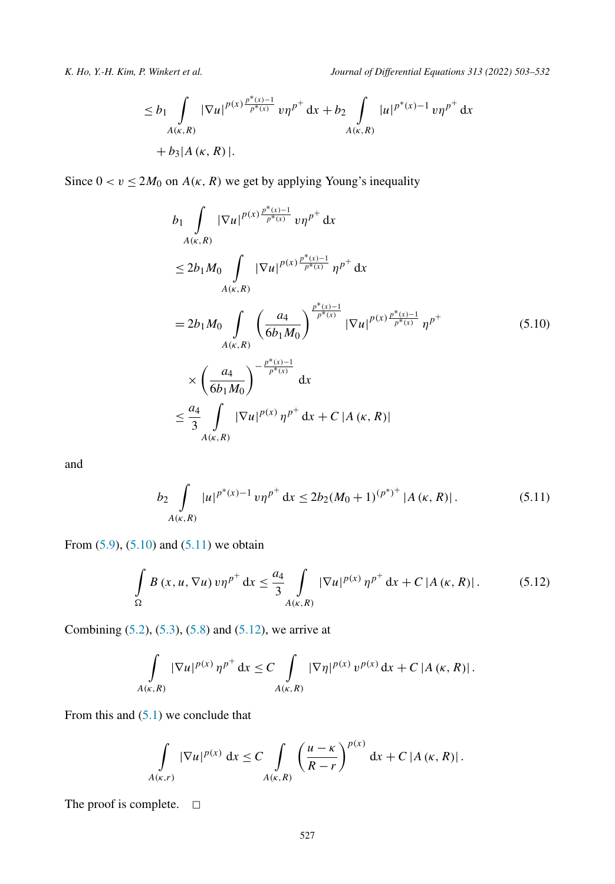$$
\leq b_1 \int_{A(\kappa,R)} |\nabla u|^{p(x)\frac{p^*(x)-1}{p^*(x)}} v\eta^{p^+}\,\mathrm{d}x + b_2 \int_{A(\kappa,R)} |u|^{p^*(x)-1} v\eta^{p^+}\,\mathrm{d}x + b_3 |A(\kappa,R)|.
$$

Since $0 < v \leq 2M_0$ on $A(\kappa, R)$ we get by applying Young's inequality

$$
\begin{aligned}
& b_1 \int_{A(\kappa,R)} |\nabla u|^{p(x)\frac{p^*(x)-1}{p^*(x)}} v\eta^{p^+}\,\mathrm{d}x \\
& \leq 2b_1 M_0 \int_{A(\kappa,R)} |\nabla u|^{p(x)\frac{p^*(x)-1}{p^*(x)}} \eta^{p^+}\,\mathrm{d}x \\
& = 2b_1 M_0 \int_{A(\kappa,R)} \left(\frac{a_4}{6b_1 M_0}\right)^{\frac{p^*(x)-1}{p^*(x)}} |\nabla u|^{p(x)\frac{p^*(x)-1}{p^*(x)}} \eta^{p^+} \\
& \quad \times \left(\frac{a_4}{6b_1 M_0}\right)^{-\frac{p^*(x)-1}{p^*(x)}}\,\mathrm{d}x \\
& \leq \frac{a_4}{3} \int_{A(\kappa,R)} |\nabla u|^{p(x)} \eta^{p^+}\,\mathrm{d}x + C\,|A(\kappa,R)|
\end{aligned} \tag{5.10}
$$

and

$$
b_2 \int_{A(\kappa,R)} |u|^{p^*(x)-1} v\eta^{p^+}\,\mathrm{d}x \leq 2b_2 (M_0+1)^{(p^*)^+} |A(\kappa,R)|. \tag{5.11}
$$

From (5.9), (5.10) and (5.11) we obtain

$$
\int_{\Omega} B(x,u,\nabla u)\, v\eta^{p^+}\,\mathrm{d}x \leq \frac{a_4}{3} \int_{A(\kappa,R)} |\nabla u|^{p(x)} \eta^{p^+}\,\mathrm{d}x + C\,|A(\kappa,R)|. \tag{5.12}
$$

Combining (5.2), (5.3), (5.8) and (5.12), we arrive at

$$
\int_{A(\kappa,R)} |\nabla u|^{p(x)} \eta^{p^+}\,\mathrm{d}x \leq C \int_{A(\kappa,R)} |\nabla \eta|^{p(x)} v^{p(x)}\,\mathrm{d}x + C\,|A(\kappa,R)|.
$$

From this and (5.1) we conclude that

$$
\int_{A(\kappa,r)} |\nabla u|^{p(x)}\,\mathrm{d}x \leq C \int_{A(\kappa,R)} \left(\frac{u-\kappa}{R-r}\right)^{p(x)}\,\mathrm{d}x + C\,|A(\kappa,R)|.
$$

The proof is complete. $\square$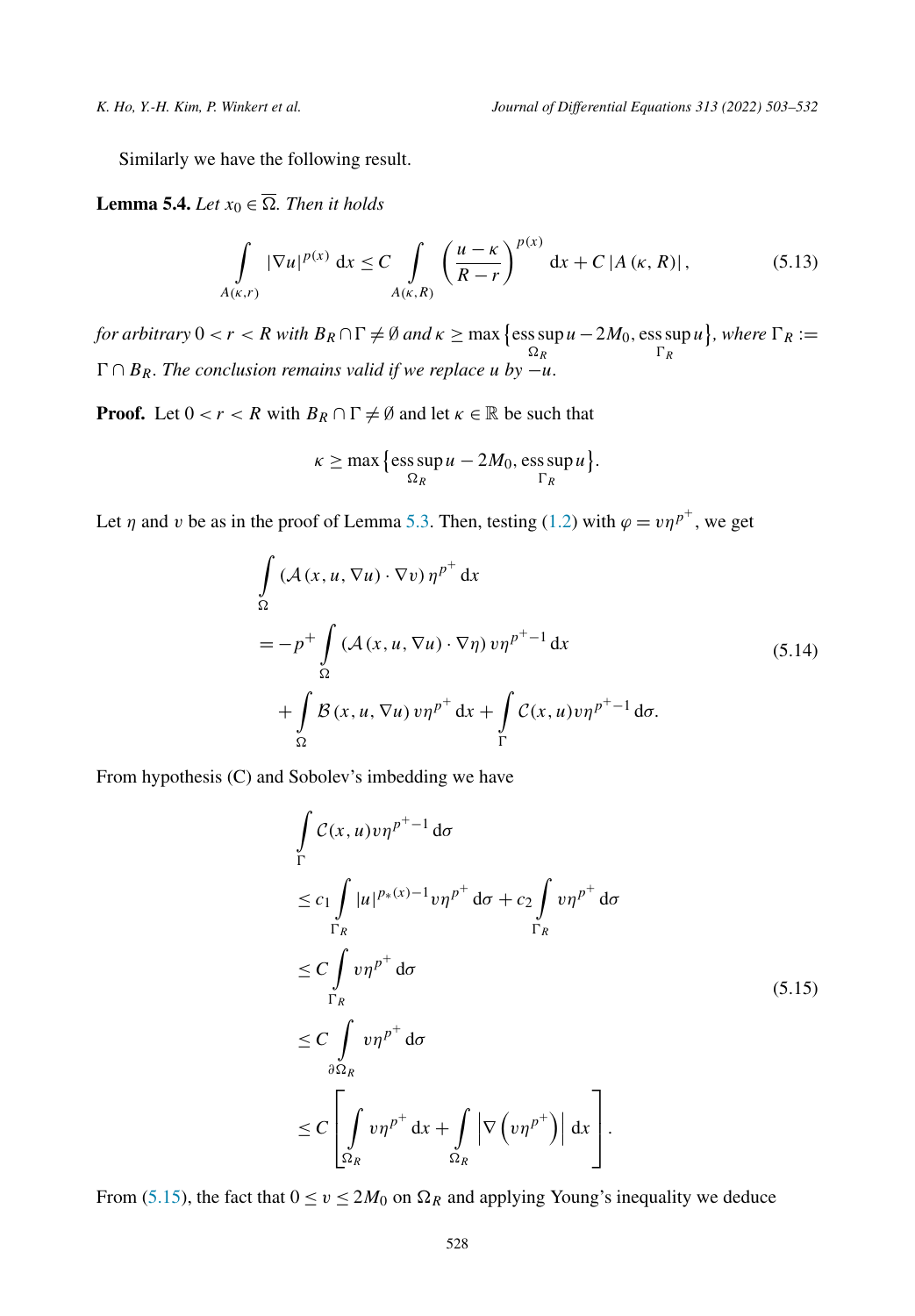Similarly we have the following result.

**Lemma 5.4.** *Let $x_0 \in \overline{\Omega}$. Then it holds*

$$\int_{A(\kappa,r)} |\nabla u|^{p(x)}\,\mathrm{d}x \le C \int_{A(\kappa,R)} \left(\frac{u-\kappa}{R-r}\right)^{p(x)} \mathrm{d}x + C\,|A(\kappa,R)|, \tag{5.13}$$

*for arbitrary $0<r<R$ with $B_R \cap \Gamma \neq \emptyset$ and $\kappa \ge \max\left\{\operatorname*{ess\,sup}_{\Omega_R} u - 2M_0, \operatorname*{ess\,sup}_{\Gamma_R} u\right\}$, where $\Gamma_R := \Gamma \cap B_R$. The conclusion remains valid if we replace $u$ by $-u$.*

**Proof.** Let $0<r<R$ with $B_R \cap \Gamma \neq \emptyset$ and let $\kappa \in \mathbb{R}$ be such that

$$\kappa \ge \max\left\{\operatorname*{ess\,sup}_{\Omega_R} u - 2M_0, \operatorname*{ess\,sup}_{\Gamma_R} u\right\}.$$

Let $\eta$ and $v$ be as in the proof of Lemma 5.3. Then, testing (1.2) with $\varphi = v\eta^{p^+}$, we get

$$\begin{aligned}
&\int_\Omega \left(\mathcal{A}(x,u,\nabla u)\cdot \nabla v\right)\eta^{p^+}\,\mathrm{d}x \\
&= -p^+ \int_\Omega \left(\mathcal{A}(x,u,\nabla u)\cdot \nabla \eta\right) v\eta^{p^+-1}\,\mathrm{d}x \\
&\quad + \int_\Omega \mathcal{B}(x,u,\nabla u)\, v\eta^{p^+}\,\mathrm{d}x + \int_\Gamma \mathcal{C}(x,u) v\eta^{p^+-1}\,\mathrm{d}\sigma.
\end{aligned} \tag{5.14}$$

From hypothesis (C) and Sobolev's imbedding we have

$$\begin{aligned}
&\int_\Gamma \mathcal{C}(x,u) v\eta^{p^+-1}\,\mathrm{d}\sigma \\
&\le c_1 \int_{\Gamma_R} |u|^{p_*(x)-1} v\eta^{p^+}\,\mathrm{d}\sigma + c_2 \int_{\Gamma_R} v\eta^{p^+}\,\mathrm{d}\sigma \\
&\le C \int_{\Gamma_R} v\eta^{p^+}\,\mathrm{d}\sigma \\
&\le C \int_{\partial\Omega_R} v\eta^{p^+}\,\mathrm{d}\sigma \\
&\le C \left[\int_{\Omega_R} v\eta^{p^+}\,\mathrm{d}x + \int_{\Omega_R} \left|\nabla\left(v\eta^{p^+}\right)\right|\,\mathrm{d}x\right].
\end{aligned} \tag{5.15}$$

From (5.15), the fact that $0 \le v \le 2M_0$ on $\Omega_R$ and applying Young's inequality we deduce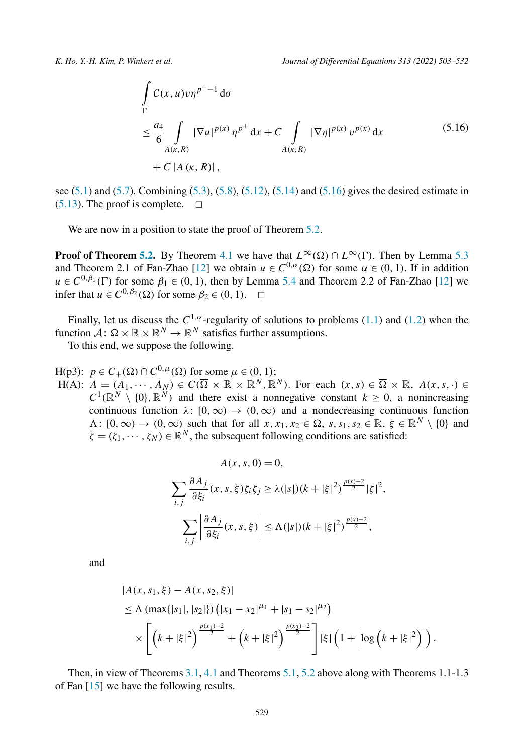$$
\begin{aligned}
&\int_{\Gamma} \mathcal{C}(x,u) v \eta^{p^+-1}\, \mathrm{d}\sigma \\
&\leq \frac{a_4}{6} \int_{A(\kappa,R)} |\nabla u|^{p(x)} \eta^{p^+}\, \mathrm{d}x + C \int_{A(\kappa,R)} |\nabla \eta|^{p(x)} v^{p(x)}\, \mathrm{d}x \qquad (5.16)\\
&\quad + C\, |A(\kappa,R)|,
\end{aligned}
$$

see (5.1) and (5.7). Combining (5.3), (5.8), (5.12), (5.14) and (5.16) gives the desired estimate in (5.13). The proof is complete. □

We are now in a position to state the proof of Theorem 5.2.

**Proof of Theorem 5.2.** By Theorem 4.1 we have that $L^\infty(\Omega) \cap L^\infty(\Gamma)$. Then by Lemma 5.3 and Theorem 2.1 of Fan-Zhao [12] we obtain $u \in C^{0,\alpha}(\Omega)$ for some $\alpha \in (0,1)$. If in addition $u \in C^{0,\beta_1}(\Gamma)$ for some $\beta_1 \in (0,1)$, then by Lemma 5.4 and Theorem 2.2 of Fan-Zhao [12] we infer that $u \in C^{0,\beta_2}(\overline{\Omega})$ for some $\beta_2 \in (0,1)$. □

Finally, let us discuss the $C^{1,\alpha}$-regularity of solutions to problems (1.1) and (1.2) when the function $\mathcal{A}\colon \Omega \times \mathbb{R} \times \mathbb{R}^N \to \mathbb{R}^N$ satisfies further assumptions.

To this end, we suppose the following.

H(p3): $p \in C_+(\overline{\Omega}) \cap C^{0,\mu}(\overline{\Omega})$ for some $\mu \in (0,1)$;

H(A): $A = (A_1, \cdots, A_N) \in C(\overline{\Omega} \times \mathbb{R} \times \mathbb{R}^N, \mathbb{R}^N)$. For each $(x,s) \in \overline{\Omega} \times \mathbb{R}$, $A(x,s,\cdot) \in C^1(\mathbb{R}^N \setminus \{0\}, \mathbb{R}^N)$ and there exist a nonnegative constant $k \geq 0$, a nonincreasing continuous function $\lambda\colon [0,\infty) \to (0,\infty)$ and a nondecreasing continuous function $\Lambda\colon [0,\infty) \to (0,\infty)$ such that for all $x, x_1, x_2 \in \overline{\Omega}$, $s, s_1, s_2 \in \mathbb{R}$, $\xi \in \mathbb{R}^N \setminus \{0\}$ and $\zeta = (\zeta_1, \cdots, \zeta_N) \in \mathbb{R}^N$, the subsequent following conditions are satisfied:

$$
A(x,s,0) = 0,
$$

$$
\sum_{i,j} \frac{\partial A_j}{\partial \xi_i}(x,s,\xi)\zeta_i\zeta_j \geq \lambda(|s|)(k+|\xi|^2)^{\frac{p(x)-2}{2}}|\zeta|^2,
$$

$$
\sum_{i,j} \left| \frac{\partial A_j}{\partial \xi_i}(x,s,\xi) \right| \leq \Lambda(|s|)(k+|\xi|^2)^{\frac{p(x)-2}{2}},
$$

and

$$
\begin{aligned}
&|A(x,s_1,\xi) - A(x,s_2,\xi)| \\
&\leq \Lambda\left(\max\{|s_1|,|s_2|\}\right)\left(|x_1-x_2|^{\mu_1} + |s_1-s_2|^{\mu_2}\right) \\
&\quad \times \left[\left(k+|\xi|^2\right)^{\frac{p(x_1)-2}{2}} + \left(k+|\xi|^2\right)^{\frac{p(x_2)-2}{2}}\right]|\xi|\left(1+\left|\log\left(k+|\xi|^2\right)\right|\right).
\end{aligned}
$$

Then, in view of Theorems 3.1, 4.1 and Theorems 5.1, 5.2 above along with Theorems 1.1-1.3 of Fan [15] we have the following results.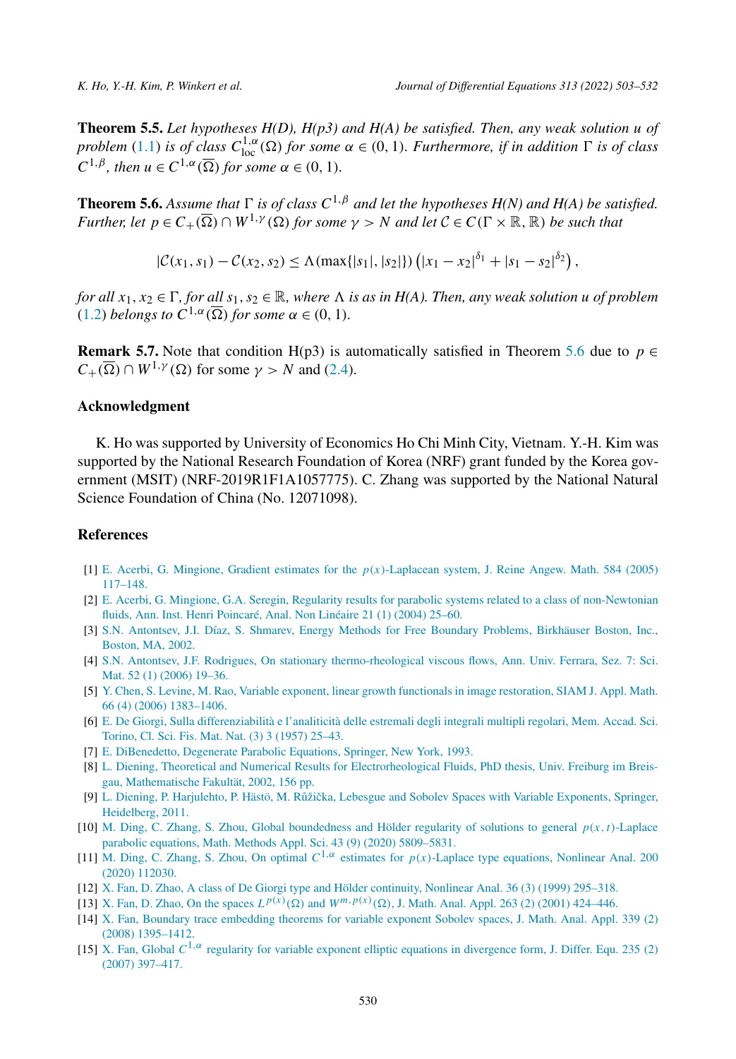**Theorem 5.5.** *Let hypotheses H(D), H(p3) and H(A) be satisfied. Then, any weak solution $u$ of problem* (1.1) *is of class $C^{1,\alpha}_{\mathrm{loc}}(\Omega)$ for some $\alpha \in (0,1)$. Furthermore, if in addition $\Gamma$ is of class $C^{1,\beta}$, then $u \in C^{1,\alpha}(\overline{\Omega})$ for some $\alpha \in (0,1)$.*

**Theorem 5.6.** *Assume that $\Gamma$ is of class $C^{1,\beta}$ and let the hypotheses H(N) and H(A) be satisfied. Further, let $p \in C_+(\overline{\Omega}) \cap W^{1,\gamma}(\Omega)$ for some $\gamma > N$ and let $\mathcal{C} \in C(\Gamma \times \mathbb{R}, \mathbb{R})$ be such that*

$$|\mathcal{C}(x_1, s_1) - \mathcal{C}(x_2, s_2) \leq \Lambda(\max\{|s_1|, |s_2|\}) \left(|x_1 - x_2|^{\delta_1} + |s_1 - s_2|^{\delta_2}\right),$$

*for all $x_1, x_2 \in \Gamma$, for all $s_1, s_2 \in \mathbb{R}$, where $\Lambda$ is as in H(A). Then, any weak solution $u$ of problem* (1.2) *belongs to $C^{1,\alpha}(\overline{\Omega})$ for some $\alpha \in (0,1)$.*

**Remark 5.7.** Note that condition H(p3) is automatically satisfied in Theorem 5.6 due to $p \in C_+(\overline{\Omega}) \cap W^{1,\gamma}(\Omega)$ for some $\gamma > N$ and (2.4).

## Acknowledgment

K. Ho was supported by University of Economics Ho Chi Minh City, Vietnam. Y.-H. Kim was supported by the National Research Foundation of Korea (NRF) grant funded by the Korea government (MSIT) (NRF-2019R1F1A1057775). C. Zhang was supported by the National Natural Science Foundation of China (No. 12071098).

## References

[1] E. Acerbi, G. Mingione, Gradient estimates for the $p(x)$-Laplacean system, J. Reine Angew. Math. 584 (2005) 117–148.

[2] E. Acerbi, G. Mingione, G.A. Seregin, Regularity results for parabolic systems related to a class of non-Newtonian fluids, Ann. Inst. Henri Poincaré, Anal. Non Linéaire 21 (1) (2004) 25–60.

[3] S.N. Antontsev, J.I. Díaz, S. Shmarev, Energy Methods for Free Boundary Problems, Birkhäuser Boston, Inc., Boston, MA, 2002.

[4] S.N. Antontsev, J.F. Rodrigues, On stationary thermo-rheological viscous flows, Ann. Univ. Ferrara, Sez. 7: Sci. Mat. 52 (1) (2006) 19–36.

[5] Y. Chen, S. Levine, M. Rao, Variable exponent, linear growth functionals in image restoration, SIAM J. Appl. Math. 66 (4) (2006) 1383–1406.

[6] E. De Giorgi, Sulla differenziabilità e l'analiticità delle estremali degli integrali multipli regolari, Mem. Accad. Sci. Torino, Cl. Sci. Fis. Mat. Nat. (3) 3 (1957) 25–43.

[7] E. DiBenedetto, Degenerate Parabolic Equations, Springer, New York, 1993.

[8] L. Diening, Theoretical and Numerical Results for Electrorheological Fluids, PhD thesis, Univ. Freiburg im Breisgau, Mathematische Fakultät, 2002, 156 pp.

[9] L. Diening, P. Harjulehto, P. Hästö, M. Růžička, Lebesgue and Sobolev Spaces with Variable Exponents, Springer, Heidelberg, 2011.

[10] M. Ding, C. Zhang, S. Zhou, Global boundedness and Hölder regularity of solutions to general $p(x,t)$-Laplace parabolic equations, Math. Methods Appl. Sci. 43 (9) (2020) 5809–5831.

[11] M. Ding, C. Zhang, S. Zhou, On optimal $C^{1,\alpha}$ estimates for $p(x)$-Laplace type equations, Nonlinear Anal. 200 (2020) 112030.

[12] X. Fan, D. Zhao, A class of De Giorgi type and Hölder continuity, Nonlinear Anal. 36 (3) (1999) 295–318.

[13] X. Fan, D. Zhao, On the spaces $L^{p(x)}(\Omega)$ and $W^{m,p(x)}(\Omega)$, J. Math. Anal. Appl. 263 (2) (2001) 424–446.

[14] X. Fan, Boundary trace embedding theorems for variable exponent Sobolev spaces, J. Math. Anal. Appl. 339 (2) (2008) 1395–1412.

[15] X. Fan, Global $C^{1,\alpha}$ regularity for variable exponent elliptic equations in divergence form, J. Differ. Equ. 235 (2) (2007) 397–417.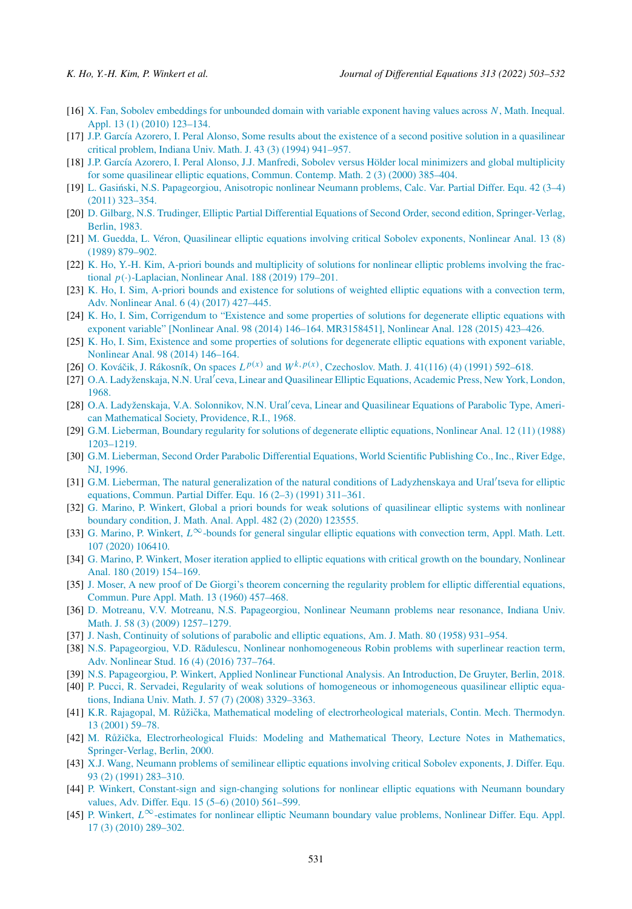[16] X. Fan, Sobolev embeddings for unbounded domain with variable exponent having values across $N$, Math. Inequal. Appl. 13 (1) (2010) 123–134.

[17] J.P. García Azorero, I. Peral Alonso, Some results about the existence of a second positive solution in a quasilinear critical problem, Indiana Univ. Math. J. 43 (3) (1994) 941–957.

[18] J.P. García Azorero, I. Peral Alonso, J.J. Manfredi, Sobolev versus Hölder local minimizers and global multiplicity for some quasilinear elliptic equations, Commun. Contemp. Math. 2 (3) (2000) 385–404.

[19] L. Gasiński, N.S. Papageorgiou, Anisotropic nonlinear Neumann problems, Calc. Var. Partial Differ. Equ. 42 (3–4) (2011) 323–354.

[20] D. Gilbarg, N.S. Trudinger, Elliptic Partial Differential Equations of Second Order, second edition, Springer-Verlag, Berlin, 1983.

[21] M. Guedda, L. Véron, Quasilinear elliptic equations involving critical Sobolev exponents, Nonlinear Anal. 13 (8) (1989) 879–902.

[22] K. Ho, Y.-H. Kim, A-priori bounds and multiplicity of solutions for nonlinear elliptic problems involving the fractional $p(\cdot)$-Laplacian, Nonlinear Anal. 188 (2019) 179–201.

[23] K. Ho, I. Sim, A-priori bounds and existence for solutions of weighted elliptic equations with a convection term, Adv. Nonlinear Anal. 6 (4) (2017) 427–445.

[24] K. Ho, I. Sim, Corrigendum to "Existence and some properties of solutions for degenerate elliptic equations with exponent variable" [Nonlinear Anal. 98 (2014) 146–164. MR3158451], Nonlinear Anal. 128 (2015) 423–426.

[25] K. Ho, I. Sim, Existence and some properties of solutions for degenerate elliptic equations with exponent variable, Nonlinear Anal. 98 (2014) 146–164.

[26] O. Kováčik, J. Rákosník, On spaces $L^{p(x)}$ and $W^{k,p(x)}$, Czechoslov. Math. J. 41(116) (4) (1991) 592–618.

[27] O.A. Ladyženskaja, N.N. Ural′ceva, Linear and Quasilinear Elliptic Equations, Academic Press, New York, London, 1968.

[28] O.A. Ladyženskaja, V.A. Solonnikov, N.N. Ural′ceva, Linear and Quasilinear Equations of Parabolic Type, American Mathematical Society, Providence, R.I., 1968.

[29] G.M. Lieberman, Boundary regularity for solutions of degenerate elliptic equations, Nonlinear Anal. 12 (11) (1988) 1203–1219.

[30] G.M. Lieberman, Second Order Parabolic Differential Equations, World Scientific Publishing Co., Inc., River Edge, NJ, 1996.

[31] G.M. Lieberman, The natural generalization of the natural conditions of Ladyzhenskaya and Ural′tseva for elliptic equations, Commun. Partial Differ. Equ. 16 (2–3) (1991) 311–361.

[32] G. Marino, P. Winkert, Global a priori bounds for weak solutions of quasilinear elliptic systems with nonlinear boundary condition, J. Math. Anal. Appl. 482 (2) (2020) 123555.

[33] G. Marino, P. Winkert, $L^\infty$-bounds for general singular elliptic equations with convection term, Appl. Math. Lett. 107 (2020) 106410.

[34] G. Marino, P. Winkert, Moser iteration applied to elliptic equations with critical growth on the boundary, Nonlinear Anal. 180 (2019) 154–169.

[35] J. Moser, A new proof of De Giorgi's theorem concerning the regularity problem for elliptic differential equations, Commun. Pure Appl. Math. 13 (1960) 457–468.

[36] D. Motreanu, V.V. Motreanu, N.S. Papageorgiou, Nonlinear Neumann problems near resonance, Indiana Univ. Math. J. 58 (3) (2009) 1257–1279.

[37] J. Nash, Continuity of solutions of parabolic and elliptic equations, Am. J. Math. 80 (1958) 931–954.

[38] N.S. Papageorgiou, V.D. Rădulescu, Nonlinear nonhomogeneous Robin problems with superlinear reaction term, Adv. Nonlinear Stud. 16 (4) (2016) 737–764.

[39] N.S. Papageorgiou, P. Winkert, Applied Nonlinear Functional Analysis. An Introduction, De Gruyter, Berlin, 2018.

[40] P. Pucci, R. Servadei, Regularity of weak solutions of homogeneous or inhomogeneous quasilinear elliptic equations, Indiana Univ. Math. J. 57 (7) (2008) 3329–3363.

[41] K.R. Rajagopal, M. Růžička, Mathematical modeling of electrorheological materials, Contin. Mech. Thermodyn. 13 (2001) 59–78.

[42] M. Růžička, Electrorheological Fluids: Modeling and Mathematical Theory, Lecture Notes in Mathematics, Springer-Verlag, Berlin, 2000.

[43] X.J. Wang, Neumann problems of semilinear elliptic equations involving critical Sobolev exponents, J. Differ. Equ. 93 (2) (1991) 283–310.

[44] P. Winkert, Constant-sign and sign-changing solutions for nonlinear elliptic equations with Neumann boundary values, Adv. Differ. Equ. 15 (5–6) (2010) 561–599.

[45] P. Winkert, $L^\infty$-estimates for nonlinear elliptic Neumann boundary value problems, Nonlinear Differ. Equ. Appl. 17 (3) (2010) 289–302.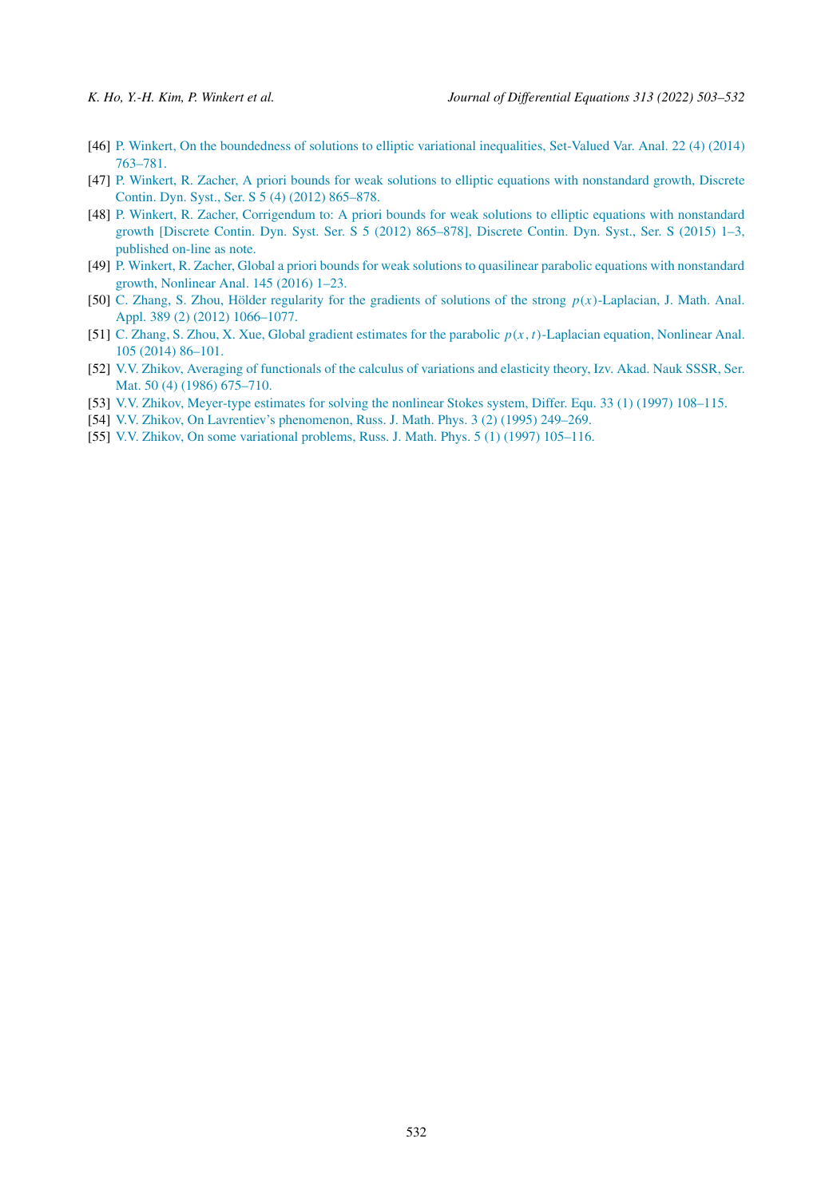[46] P. Winkert, On the boundedness of solutions to elliptic variational inequalities, Set-Valued Var. Anal. 22 (4) (2014) 763–781.

[47] P. Winkert, R. Zacher, A priori bounds for weak solutions to elliptic equations with nonstandard growth, Discrete Contin. Dyn. Syst., Ser. S 5 (4) (2012) 865–878.

[48] P. Winkert, R. Zacher, Corrigendum to: A priori bounds for weak solutions to elliptic equations with nonstandard growth [Discrete Contin. Dyn. Syst. Ser. S 5 (2012) 865–878], Discrete Contin. Dyn. Syst., Ser. S (2015) 1–3, published on-line as note.

[49] P. Winkert, R. Zacher, Global a priori bounds for weak solutions to quasilinear parabolic equations with nonstandard growth, Nonlinear Anal. 145 (2016) 1–23.

[50] C. Zhang, S. Zhou, Hölder regularity for the gradients of solutions of the strong $p(x)$-Laplacian, J. Math. Anal. Appl. 389 (2) (2012) 1066–1077.

[51] C. Zhang, S. Zhou, X. Xue, Global gradient estimates for the parabolic $p(x,t)$-Laplacian equation, Nonlinear Anal. 105 (2014) 86–101.

[52] V.V. Zhikov, Averaging of functionals of the calculus of variations and elasticity theory, Izv. Akad. Nauk SSSR, Ser. Mat. 50 (4) (1986) 675–710.

[53] V.V. Zhikov, Meyer-type estimates for solving the nonlinear Stokes system, Differ. Equ. 33 (1) (1997) 108–115.

[54] V.V. Zhikov, On Lavrentiev's phenomenon, Russ. J. Math. Phys. 3 (2) (1995) 249–269.

[55] V.V. Zhikov, On some variational problems, Russ. J. Math. Phys. 5 (1) (1997) 105–116.